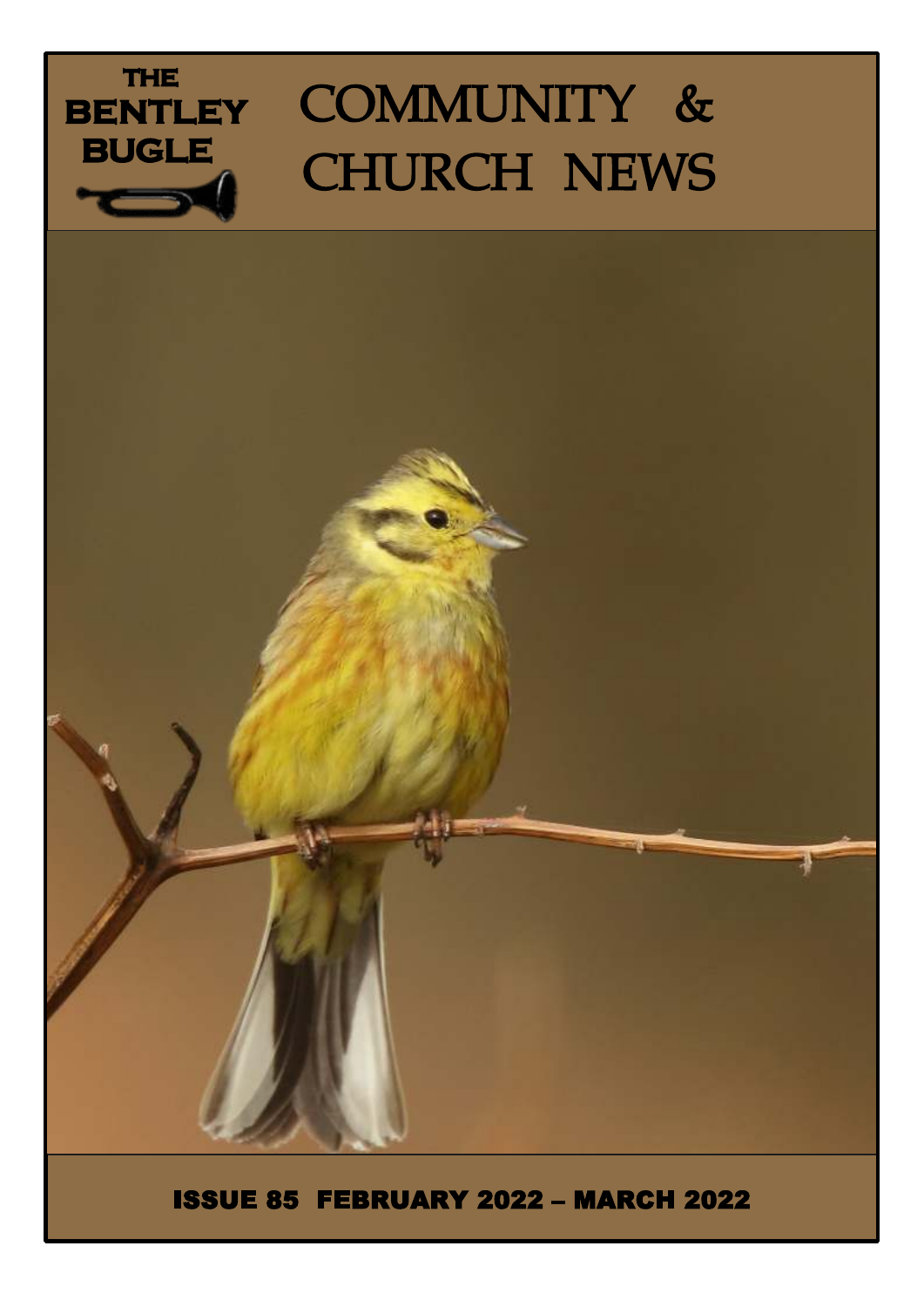THE BENTLEY BUGLE

# COMMUNITY & CHURCH NEWS

**ISSUE 85 FEBRUARY 2022 – MARCH 2022**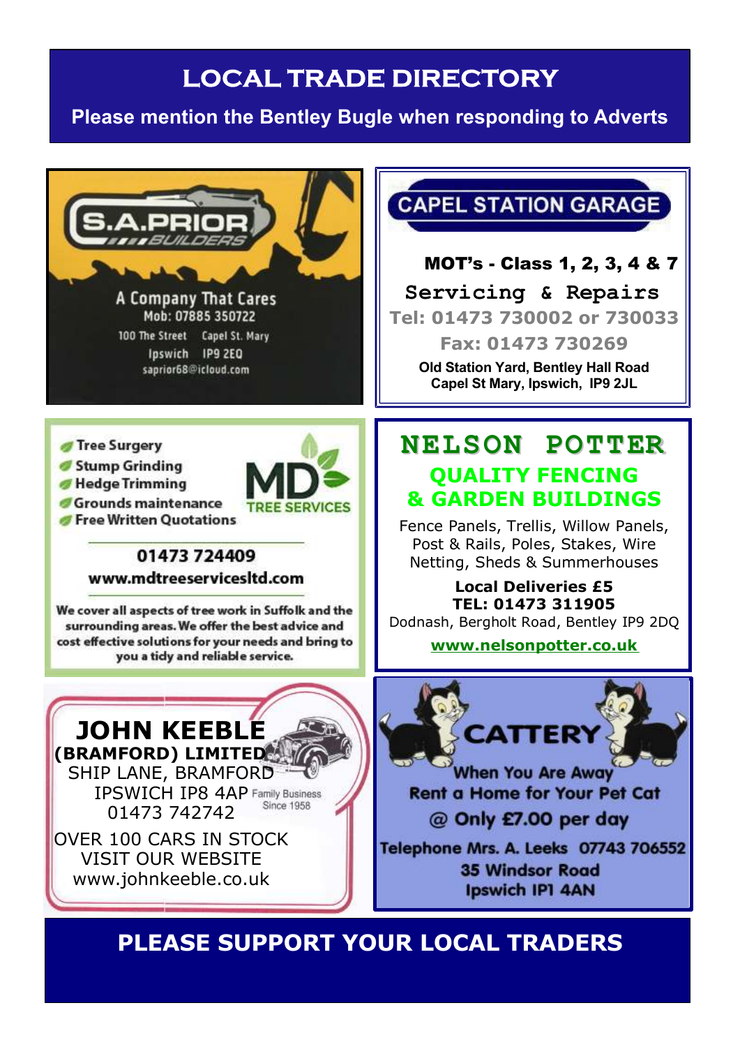# LOCAL TRADE DIRECTORY

**Please mention the Bentley Bugle when responding to Adverts**

## S.A.PRIOR BUILDERS

A Company That Cares
Mob: 07885 350722
100 The Street Capel St. Mary
Ipswich IP9 2EQ
saprior68@icloud.com

## CAPEL STATION GARAGE

**MOT's - Class 1, 2, 3, 4 & 7**

**Servicing & Repairs**

**Tel: 01473 730002 or 730033**

**Fax: 01473 730269**

**Old Station Yard, Bentley Hall Road**
**Capel St Mary, Ipswich, IP9 2JL**

## MD TREE SERVICES

- Tree Surgery
- Stump Grinding
- Hedge Trimming
- Grounds maintenance
- Free Written Quotations

**01473 724409**
**www.mdtreeservicesltd.com**

We cover all aspects of tree work in Suffolk and the surrounding areas. We offer the best advice and cost effective solutions for your needs and bring to you a tidy and reliable service.

## NELSON POTTER

**QUALITY FENCING & GARDEN BUILDINGS**

Fence Panels, Trellis, Willow Panels, Post & Rails, Poles, Stakes, Wire Netting, Sheds & Summerhouses

**Local Deliveries £5**
**TEL: 01473 311905**
Dodnash, Bergholt Road, Bentley IP9 2DQ

**www.nelsonpotter.co.uk**

## JOHN KEEBLE (BRAMFORD) LIMITED

SHIP LANE, BRAMFORD
IPSWICH IP8 4AP
01473 742742
Family Business Since 1958

OVER 100 CARS IN STOCK
VISIT OUR WEBSITE
www.johnkeeble.co.uk

## CATTERY

When You Are Away
Rent a Home for Your Pet Cat
@ Only £7.00 per day
Telephone Mrs. A. Leeks 07743 706552
35 Windsor Road
Ipswich IP1 4AN

**PLEASE SUPPORT YOUR LOCAL TRADERS**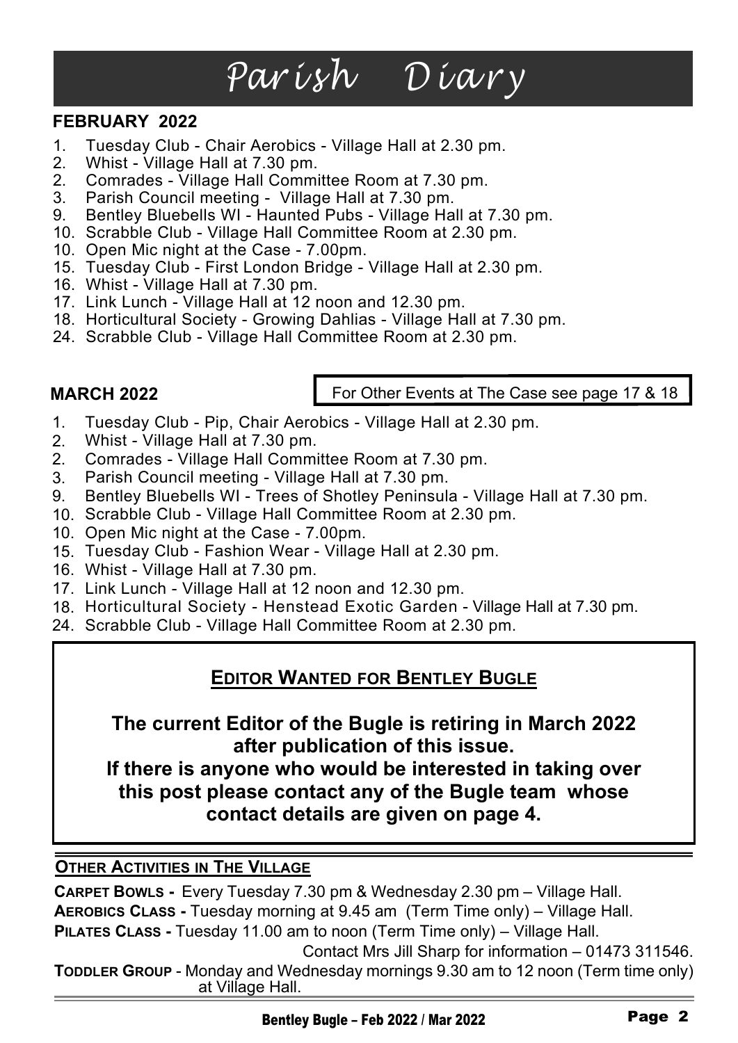# Parish Diary

## FEBRUARY 2022

1. Tuesday Club - Chair Aerobics - Village Hall at 2.30 pm.
2. Whist - Village Hall at 7.30 pm.
2. Comrades - Village Hall Committee Room at 7.30 pm.
3. Parish Council meeting - Village Hall at 7.30 pm.
9. Bentley Bluebells WI - Haunted Pubs - Village Hall at 7.30 pm.
10. Scrabble Club - Village Hall Committee Room at 2.30 pm.
10. Open Mic night at the Case - 7.00pm.
15. Tuesday Club - First London Bridge - Village Hall at 2.30 pm.
16. Whist - Village Hall at 7.30 pm.
17. Link Lunch - Village Hall at 12 noon and 12.30 pm.
18. Horticultural Society - Growing Dahlias - Village Hall at 7.30 pm.
24. Scrabble Club - Village Hall Committee Room at 2.30 pm.

## MARCH 2022

For Other Events at The Case see page 17 & 18

1. Tuesday Club - Pip, Chair Aerobics - Village Hall at 2.30 pm.
2. Whist - Village Hall at 7.30 pm.
2. Comrades - Village Hall Committee Room at 7.30 pm.
3. Parish Council meeting - Village Hall at 7.30 pm.
9. Bentley Bluebells WI - Trees of Shotley Peninsula - Village Hall at 7.30 pm.
10. Scrabble Club - Village Hall Committee Room at 2.30 pm.
10. Open Mic night at the Case - 7.00pm.
15. Tuesday Club - Fashion Wear - Village Hall at 2.30 pm.
16. Whist - Village Hall at 7.30 pm.
17. Link Lunch - Village Hall at 12 noon and 12.30 pm.
18. Horticultural Society - Henstead Exotic Garden - Village Hall at 7.30 pm.
24. Scrabble Club - Village Hall Committee Room at 2.30 pm.

### EDITOR WANTED FOR BENTLEY BUGLE

**The current Editor of the Bugle is retiring in March 2022 after publication of this issue.**
**If there is anyone who would be interested in taking over this post please contact any of the Bugle team whose contact details are given on page 4.**

### OTHER ACTIVITIES IN THE VILLAGE

**CARPET BOWLS -** Every Tuesday 7.30 pm & Wednesday 2.30 pm – Village Hall.
**AEROBICS CLASS -** Tuesday morning at 9.45 am (Term Time only) – Village Hall.
**PILATES CLASS -** Tuesday 11.00 am to noon (Term Time only) – Village Hall.
Contact Mrs Jill Sharp for information – 01473 311546.
**TODDLER GROUP** - Monday and Wednesday mornings 9.30 am to 12 noon (Term time only) at Village Hall.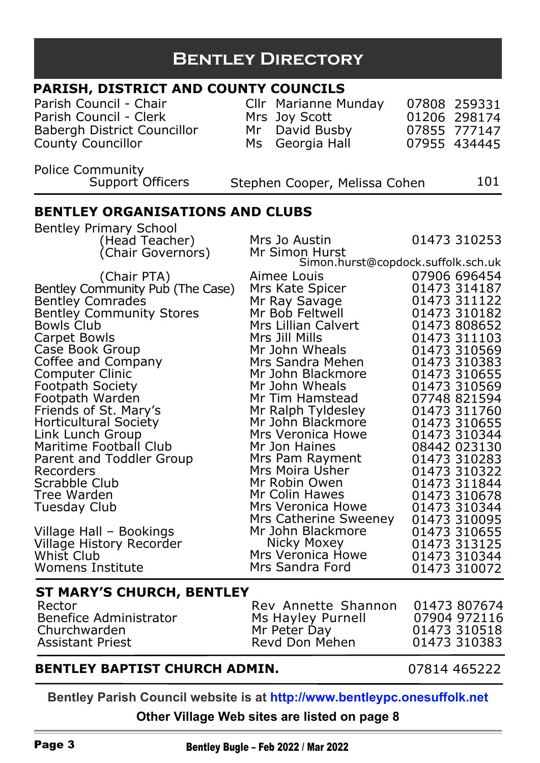# Bentley Directory

## PARISH, DISTRICT AND COUNTY COUNCILS

| | | |
|---|---|---|
| Parish Council - Chair | Cllr Marianne Munday | 07808 259331 |
| Parish Council - Clerk | Mrs Joy Scott | 01206 298174 |
| Babergh District Councillor | Mr David Busby | 07855 777147 |
| County Councillor | Ms Georgia Hall | 07955 434445 |
| Police Community Support Officers | Stephen Cooper, Melissa Cohen | 101 |

## BENTLEY ORGANISATIONS AND CLUBS

| | | |
|---|---|---|
| Bentley Primary School (Head Teacher) | Mrs Jo Austin | 01473 310253 |
| (Chair Governors) | Mr Simon Hurst Simon.hurst@copdock.suffolk.sch.uk | |
| (Chair PTA) | Aimee Louis | 07906 696454 |
| Bentley Community Pub (The Case) | Mrs Kate Spicer | 01473 314187 |
| Bentley Comrades | Mr Ray Savage | 01473 311122 |
| Bentley Community Stores | Mr Bob Feltwell | 01473 310182 |
| Bowls Club | Mrs Lillian Calvert | 01473 808652 |
| Carpet Bowls | Mrs Jill Mills | 01473 311103 |
| Case Book Group | Mr John Wheals | 01473 310569 |
| Coffee and Company | Mrs Sandra Mehen | 01473 310383 |
| Computer Clinic | Mr John Blackmore | 01473 310655 |
| Footpath Society | Mr John Wheals | 01473 310569 |
| Footpath Warden | Mr Tim Hamstead | 07748 821594 |
| Friends of St. Mary's | Mr Ralph Tyldesley | 01473 311760 |
| Horticultural Society | Mr John Blackmore | 01473 310655 |
| Link Lunch Group | Mrs Veronica Howe | 01473 310344 |
| Maritime Football Club | Mr Jon Haines | 08442 023130 |
| Parent and Toddler Group | Mrs Pam Rayment | 01473 310283 |
| Recorders | Mrs Moira Usher | 01473 310322 |
| Scrabble Club | Mr Robin Owen | 01473 311844 |
| Tree Warden | Mr Colin Hawes | 01473 310678 |
| Tuesday Club | Mrs Veronica Howe | 01473 310344 |
| | Mrs Catherine Sweeney | 01473 310095 |
| Village Hall – Bookings | Mr John Blackmore | 01473 310655 |
| Village History Recorder | Nicky Moxey | 01473 313125 |
| Whist Club | Mrs Veronica Howe | 01473 310344 |
| Womens Institute | Mrs Sandra Ford | 01473 310072 |

## ST MARY'S CHURCH, BENTLEY

| | | |
|---|---|---|
| Rector | Rev Annette Shannon | 01473 807674 |
| Benefice Administrator | Ms Hayley Purnell | 07904 972116 |
| Churchwarden | Mr Peter Day | 01473 310518 |
| Assistant Priest | Revd Don Mehen | 01473 310383 |

## BENTLEY BAPTIST CHURCH ADMIN. 07814 465222

**Bentley Parish Council website is at http://www.bentleypc.onesuffolk.net**

**Other Village Web sites are listed on page 8**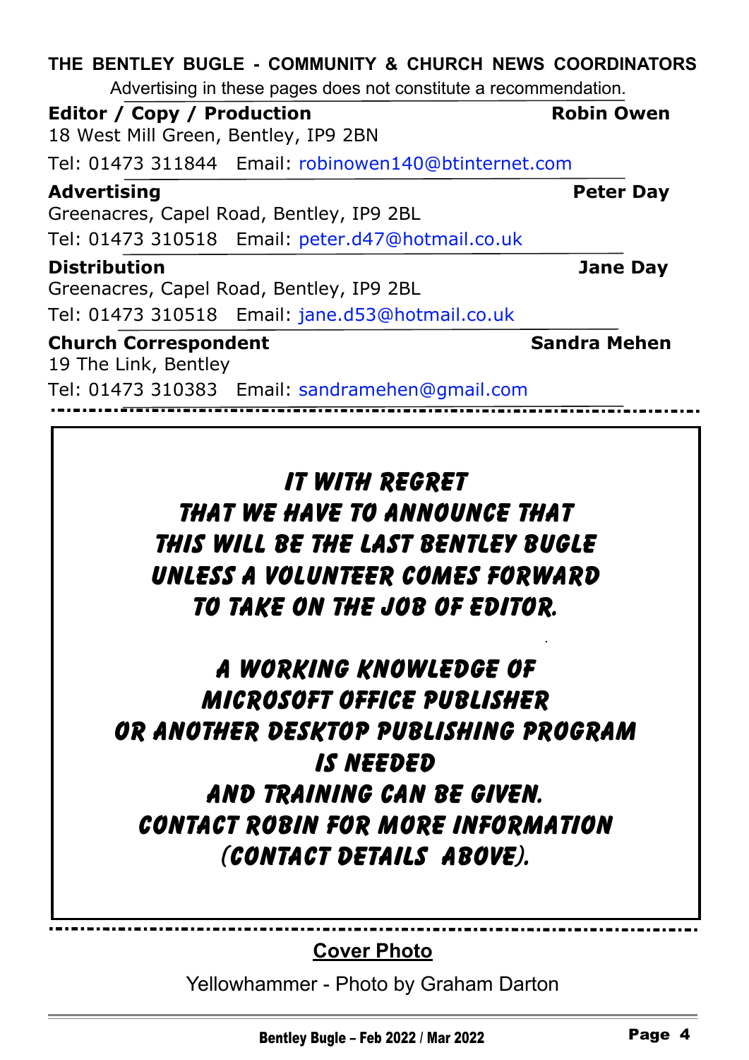## THE BENTLEY BUGLE - COMMUNITY & CHURCH NEWS COORDINATORS

Advertising in these pages does not constitute a recommendation.

**Editor / Copy / Production** **Robin Owen**
18 West Mill Green, Bentley, IP9 2BN
Tel: 01473 311844 Email: robinowen140@btinternet.com

**Advertising** **Peter Day**
Greenacres, Capel Road, Bentley, IP9 2BL
Tel: 01473 310518 Email: peter.d47@hotmail.co.uk

**Distribution** **Jane Day**
Greenacres, Capel Road, Bentley, IP9 2BL
Tel: 01473 310518 Email: jane.d53@hotmail.co.uk

**Church Correspondent** **Sandra Mehen**
19 The Link, Bentley
Tel: 01473 310383 Email: sandramehen@gmail.com

---

**IT WITH REGRET THAT WE HAVE TO ANNOUNCE THAT THIS WILL BE THE LAST BENTLEY BUGLE UNLESS A VOLUNTEER COMES FORWARD TO TAKE ON THE JOB OF EDITOR.**

**A WORKING KNOWLEDGE OF MICROSOFT OFFICE PUBLISHER OR ANOTHER DESKTOP PUBLISHING PROGRAM IS NEEDED AND TRAINING CAN BE GIVEN. CONTACT ROBIN FOR MORE INFORMATION (CONTACT DETAILS ABOVE).**

---

**Cover Photo**

Yellowhammer - Photo by Graham Darton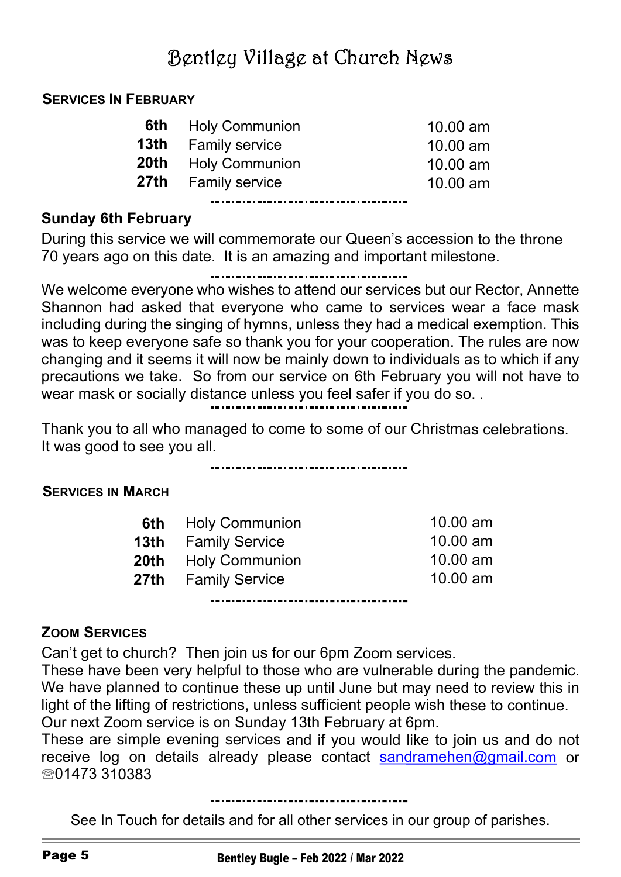# Bentley Village at Church News

**SERVICES IN FEBRUARY**

| | | |
|---|---|---|
| **6th** | Holy Communion | 10.00 am |
| **13th** | Family service | 10.00 am |
| **20th** | Holy Communion | 10.00 am |
| **27th** | Family service | 10.00 am |

---

**Sunday 6th February**

During this service we will commemorate our Queen's accession to the throne 70 years ago on this date. It is an amazing and important milestone.

---

We welcome everyone who wishes to attend our services but our Rector, Annette Shannon had asked that everyone who came to services wear a face mask including during the singing of hymns, unless they had a medical exemption. This was to keep everyone safe so thank you for your cooperation. The rules are now changing and it seems it will now be mainly down to individuals as to which if any precautions we take. So from our service on 6th February you will not have to wear mask or socially distance unless you feel safer if you do so. .

---

Thank you to all who managed to come to some of our Christmas celebrations. It was good to see you all.

---

**SERVICES IN MARCH**

| | | |
|---|---|---|
| **6th** | Holy Communion | 10.00 am |
| **13th** | Family Service | 10.00 am |
| **20th** | Holy Communion | 10.00 am |
| **27th** | Family Service | 10.00 am |

---

**ZOOM SERVICES**

Can't get to church? Then join us for our 6pm Zoom services.
These have been very helpful to those who are vulnerable during the pandemic. We have planned to continue these up until June but may need to review this in light of the lifting of restrictions, unless sufficient people wish these to continue.
Our next Zoom service is on Sunday 13th February at 6pm.
These are simple evening services and if you would like to join us and do not receive log on details already please contact sandramehen@gmail.com or ☏01473 310383

---

See In Touch for details and for all other services in our group of parishes.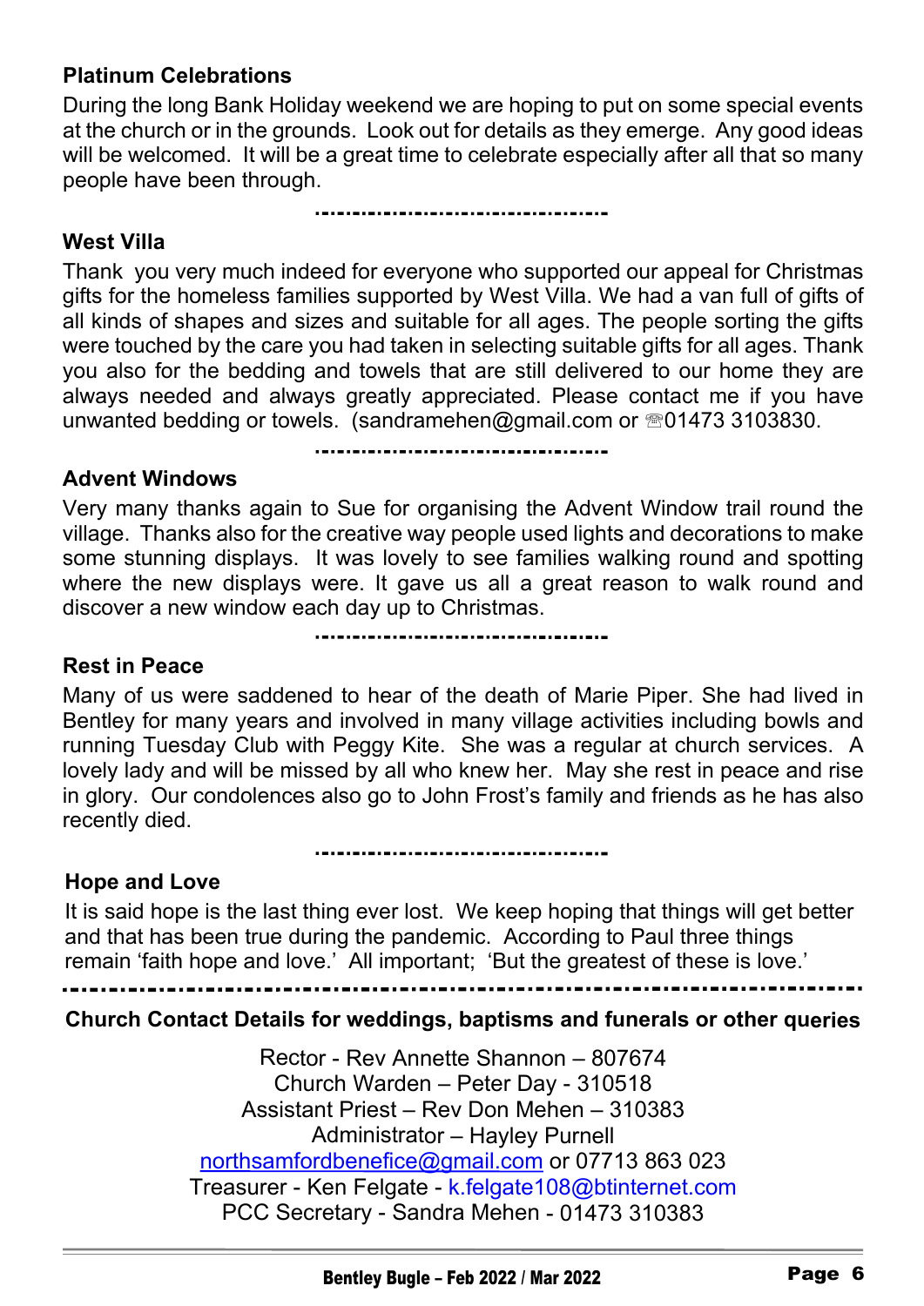## Platinum Celebrations

During the long Bank Holiday weekend we are hoping to put on some special events at the church or in the grounds. Look out for details as they emerge. Any good ideas will be welcomed. It will be a great time to celebrate especially after all that so many people have been through.

---

## West Villa

Thank you very much indeed for everyone who supported our appeal for Christmas gifts for the homeless families supported by West Villa. We had a van full of gifts of all kinds of shapes and sizes and suitable for all ages. The people sorting the gifts were touched by the care you had taken in selecting suitable gifts for all ages. Thank you also for the bedding and towels that are still delivered to our home they are always needed and always greatly appreciated. Please contact me if you have unwanted bedding or towels. (sandramehen@gmail.com or ☏01473 3103830.

---

## Advent Windows

Very many thanks again to Sue for organising the Advent Window trail round the village. Thanks also for the creative way people used lights and decorations to make some stunning displays. It was lovely to see families walking round and spotting where the new displays were. It gave us all a great reason to walk round and discover a new window each day up to Christmas.

---

## Rest in Peace

Many of us were saddened to hear of the death of Marie Piper. She had lived in Bentley for many years and involved in many village activities including bowls and running Tuesday Club with Peggy Kite. She was a regular at church services. A lovely lady and will be missed by all who knew her. May she rest in peace and rise in glory. Our condolences also go to John Frost's family and friends as he has also recently died.

---

## Hope and Love

It is said hope is the last thing ever lost. We keep hoping that things will get better and that has been true during the pandemic. According to Paul three things remain 'faith hope and love.' All important; 'But the greatest of these is love.'

---

**Church Contact Details for weddings, baptisms and funerals or other queries**

Rector - Rev Annette Shannon – 807674
Church Warden – Peter Day - 310518
Assistant Priest – Rev Don Mehen – 310383
Administrator – Hayley Purnell
northsamfordbenefice@gmail.com or 07713 863 023
Treasurer - Ken Felgate - k.felgate108@btinternet.com
PCC Secretary - Sandra Mehen - 01473 310383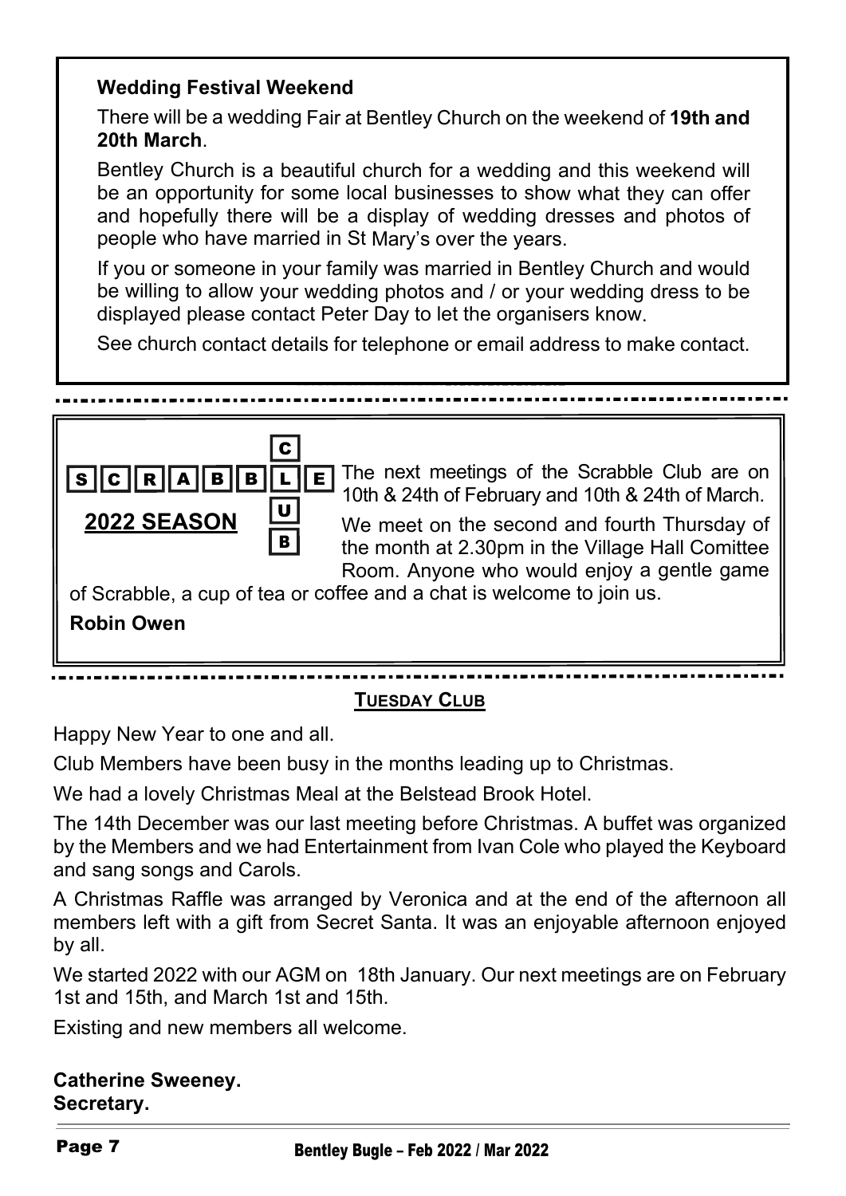### Wedding Festival Weekend

There will be a wedding Fair at Bentley Church on the weekend of **19th and 20th March**.

Bentley Church is a beautiful church for a wedding and this weekend will be an opportunity for some local businesses to show what they can offer and hopefully there will be a display of wedding dresses and photos of people who have married in St Mary's over the years.

If you or someone in your family was married in Bentley Church and would be willing to allow your wedding photos and / or your wedding dress to be displayed please contact Peter Day to let the organisers know.

See church contact details for telephone or email address to make contact.

---

### SCRABBLE CLUB

**2022 SEASON**

The next meetings of the Scrabble Club are on 10th & 24th of February and 10th & 24th of March.

We meet on the second and fourth Thursday of the month at 2.30pm in the Village Hall Comittee Room. Anyone who would enjoy a gentle game of Scrabble, a cup of tea or coffee and a chat is welcome to join us.

**Robin Owen**

---

### TUESDAY CLUB

Happy New Year to one and all.

Club Members have been busy in the months leading up to Christmas.

We had a lovely Christmas Meal at the Belstead Brook Hotel.

The 14th December was our last meeting before Christmas. A buffet was organized by the Members and we had Entertainment from Ivan Cole who played the Keyboard and sang songs and Carols.

A Christmas Raffle was arranged by Veronica and at the end of the afternoon all members left with a gift from Secret Santa. It was an enjoyable afternoon enjoyed by all.

We started 2022 with our AGM on 18th January. Our next meetings are on February 1st and 15th, and March 1st and 15th.

Existing and new members all welcome.

**Catherine Sweeney.**
**Secretary.**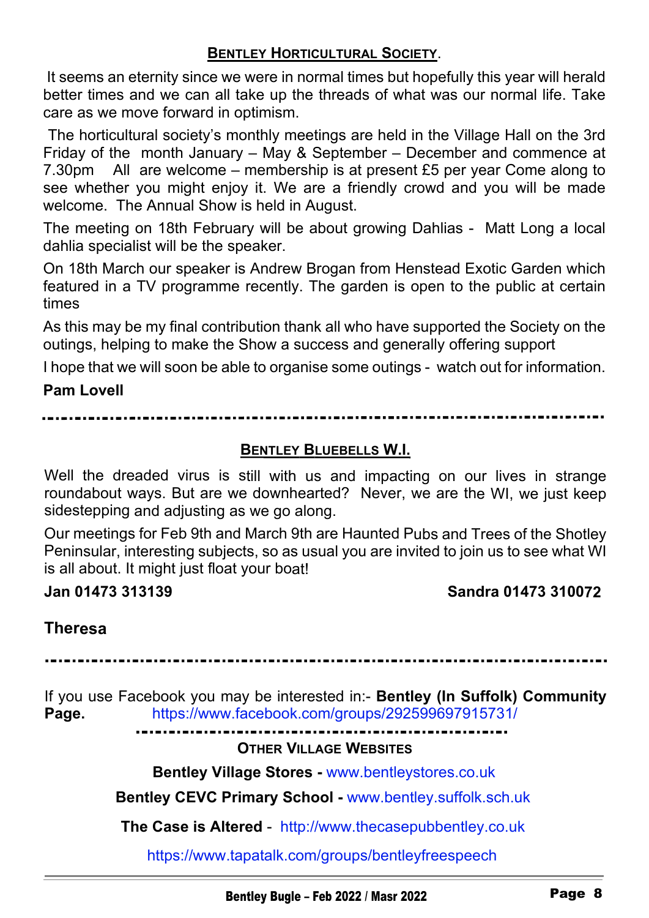## BENTLEY HORTICULTURAL SOCIETY.

It seems an eternity since we were in normal times but hopefully this year will herald better times and we can all take up the threads of what was our normal life. Take care as we move forward in optimism.

The horticultural society's monthly meetings are held in the Village Hall on the 3rd Friday of the month January – May & September – December and commence at 7.30pm All are welcome – membership is at present £5 per year Come along to see whether you might enjoy it. We are a friendly crowd and you will be made welcome. The Annual Show is held in August.

The meeting on 18th February will be about growing Dahlias - Matt Long a local dahlia specialist will be the speaker.

On 18th March our speaker is Andrew Brogan from Henstead Exotic Garden which featured in a TV programme recently. The garden is open to the public at certain times

As this may be my final contribution thank all who have supported the Society on the outings, helping to make the Show a success and generally offering support

I hope that we will soon be able to organise some outings - watch out for information.

**Pam Lovell**

---

## BENTLEY BLUEBELLS W.I.

Well the dreaded virus is still with us and impacting on our lives in strange roundabout ways. But are we downhearted? Never, we are the WI, we just keep sidestepping and adjusting as we go along.

Our meetings for Feb 9th and March 9th are Haunted Pubs and Trees of the Shotley Peninsular, interesting subjects, so as usual you are invited to join us to see what WI is all about. It might just float your boat!

**Jan 01473 313139** **Sandra 01473 310072**

**Theresa**

---

If you use Facebook you may be interested in:- **Bentley (In Suffolk) Community Page.** https://www.facebook.com/groups/292599697915731/

---

### OTHER VILLAGE WEBSITES

**Bentley Village Stores -** www.bentleystores.co.uk

**Bentley CEVC Primary School -** www.bentley.suffolk.sch.uk

**The Case is Altered** - http://www.thecasepubbentley.co.uk

https://www.tapatalk.com/groups/bentleyfreespeech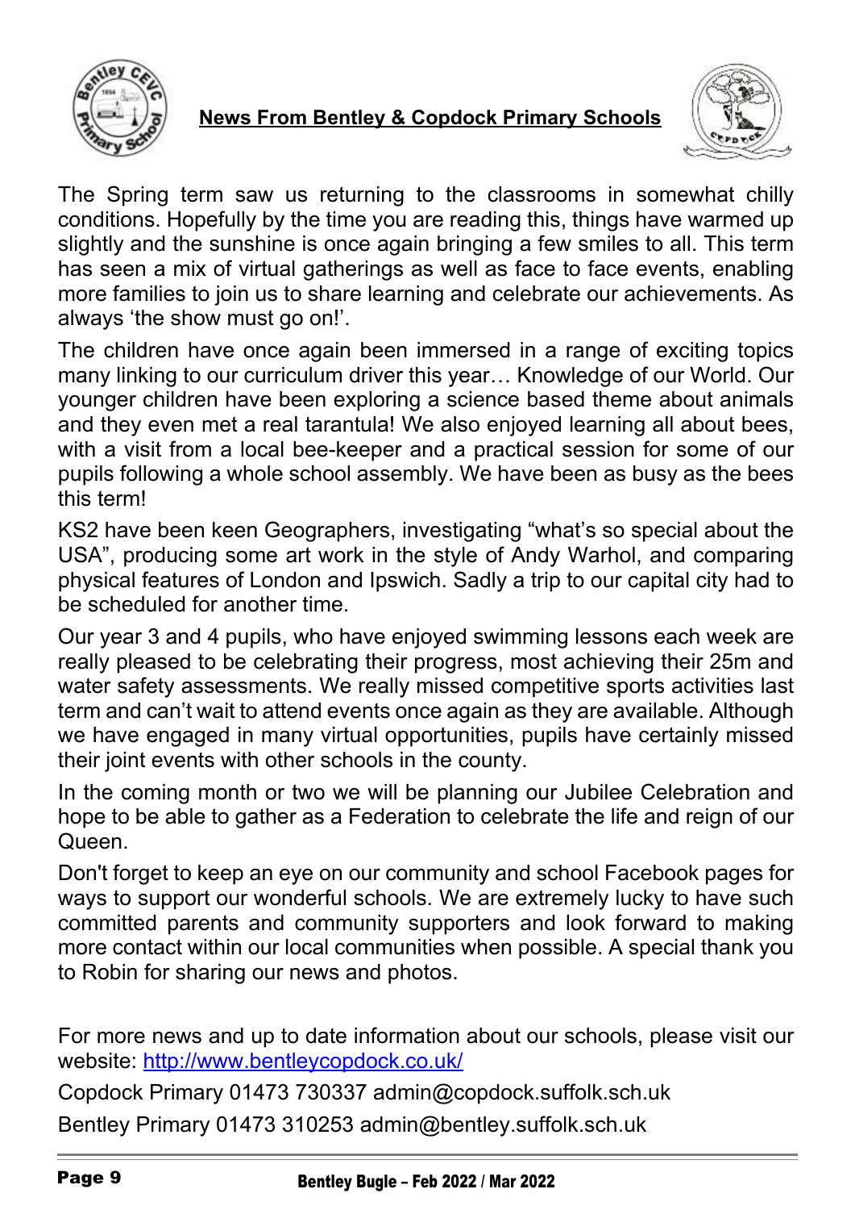## News From Bentley & Copdock Primary Schools

The Spring term saw us returning to the classrooms in somewhat chilly conditions. Hopefully by the time you are reading this, things have warmed up slightly and the sunshine is once again bringing a few smiles to all. This term has seen a mix of virtual gatherings as well as face to face events, enabling more families to join us to share learning and celebrate our achievements. As always 'the show must go on!'.

The children have once again been immersed in a range of exciting topics many linking to our curriculum driver this year… Knowledge of our World. Our younger children have been exploring a science based theme about animals and they even met a real tarantula! We also enjoyed learning all about bees, with a visit from a local bee-keeper and a practical session for some of our pupils following a whole school assembly. We have been as busy as the bees this term!

KS2 have been keen Geographers, investigating "what's so special about the USA", producing some art work in the style of Andy Warhol, and comparing physical features of London and Ipswich. Sadly a trip to our capital city had to be scheduled for another time.

Our year 3 and 4 pupils, who have enjoyed swimming lessons each week are really pleased to be celebrating their progress, most achieving their 25m and water safety assessments. We really missed competitive sports activities last term and can't wait to attend events once again as they are available. Although we have engaged in many virtual opportunities, pupils have certainly missed their joint events with other schools in the county.

In the coming month or two we will be planning our Jubilee Celebration and hope to be able to gather as a Federation to celebrate the life and reign of our Queen.

Don't forget to keep an eye on our community and school Facebook pages for ways to support our wonderful schools. We are extremely lucky to have such committed parents and community supporters and look forward to making more contact within our local communities when possible. A special thank you to Robin for sharing our news and photos.

For more news and up to date information about our schools, please visit our website: [http://www.bentleycopdock.co.uk/](http://www.bentleycopdock.co.uk/)

Copdock Primary 01473 730337 admin@copdock.suffolk.sch.uk

Bentley Primary 01473 310253 admin@bentley.suffolk.sch.uk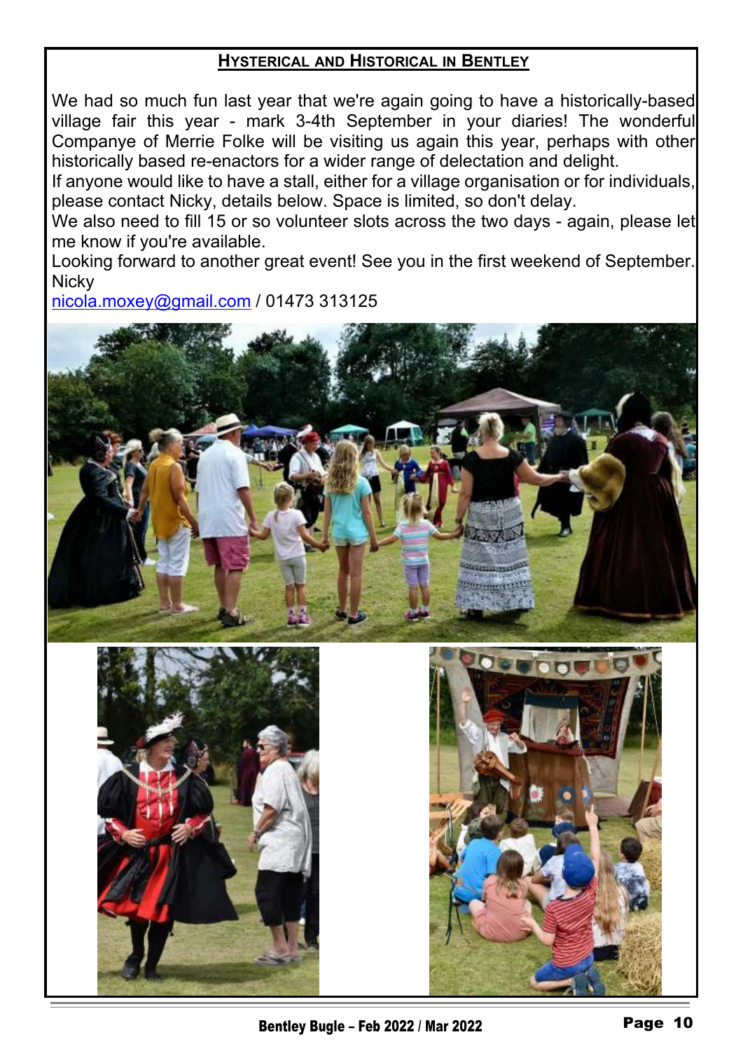## Hysterical and Historical in Bentley

We had so much fun last year that we're again going to have a historically-based village fair this year - mark 3-4th September in your diaries! The wonderful Companye of Merrie Folke will be visiting us again this year, perhaps with other historically based re-enactors for a wider range of delectation and delight.

If anyone would like to have a stall, either for a village organisation or for individuals, please contact Nicky, details below. Space is limited, so don't delay.

We also need to fill 15 or so volunteer slots across the two days - again, please let me know if you're available.

Looking forward to another great event! See you in the first weekend of September.

Nicky

nicola.moxey@gmail.com / 01473 313125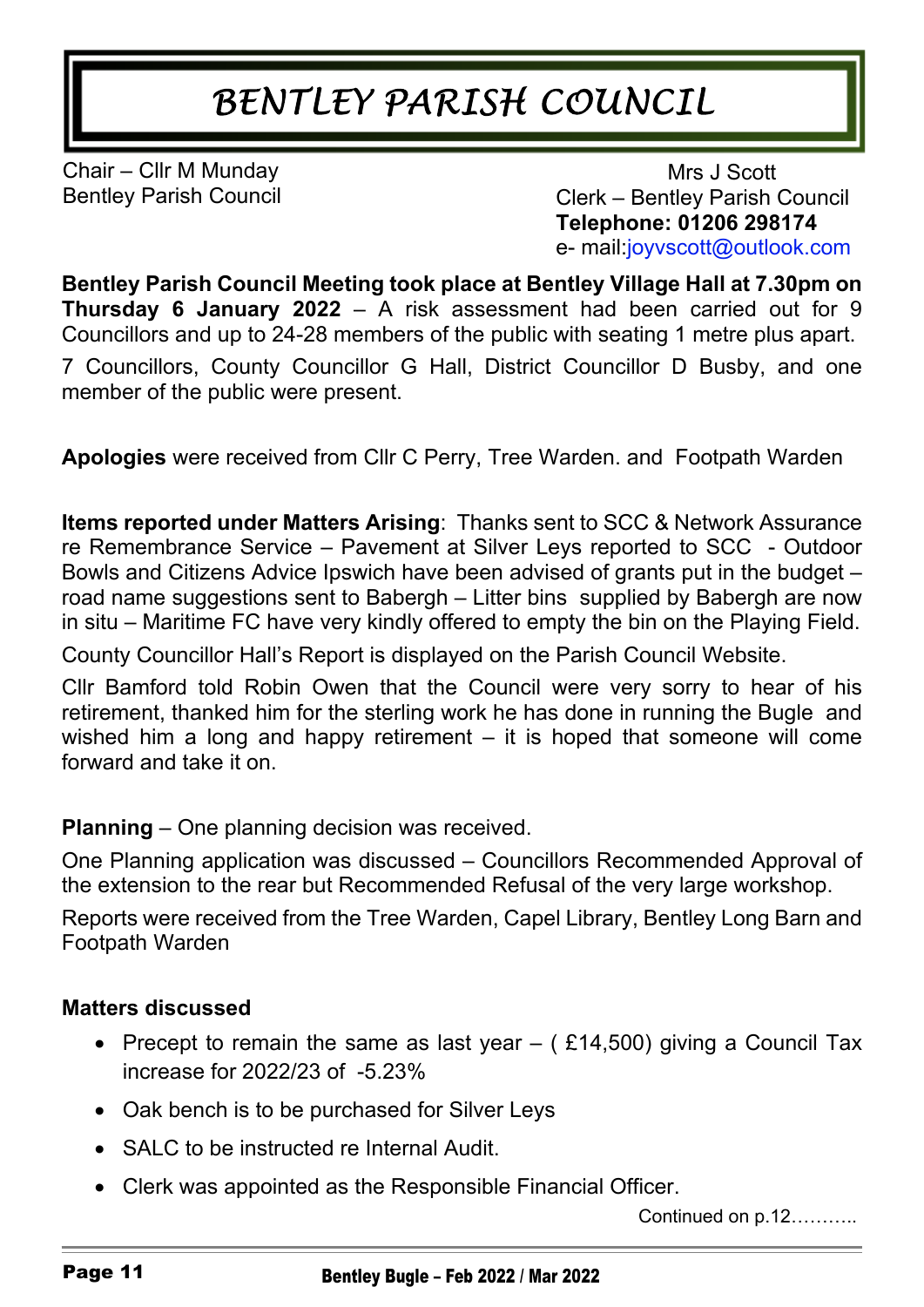# BENTLEY PARISH COUNCIL

Chair – Cllr M Munday
Bentley Parish Council

Mrs J Scott
Clerk – Bentley Parish Council
**Telephone: 01206 298174**
e- mail:joyvscott@outlook.com

**Bentley Parish Council Meeting took place at Bentley Village Hall at 7.30pm on Thursday 6 January 2022** – A risk assessment had been carried out for 9 Councillors and up to 24-28 members of the public with seating 1 metre plus apart.

7 Councillors, County Councillor G Hall, District Councillor D Busby, and one member of the public were present.

**Apologies** were received from Cllr C Perry, Tree Warden. and Footpath Warden

**Items reported under Matters Arising**: Thanks sent to SCC & Network Assurance re Remembrance Service – Pavement at Silver Leys reported to SCC - Outdoor Bowls and Citizens Advice Ipswich have been advised of grants put in the budget – road name suggestions sent to Babergh – Litter bins supplied by Babergh are now in situ – Maritime FC have very kindly offered to empty the bin on the Playing Field.

County Councillor Hall's Report is displayed on the Parish Council Website.

Cllr Bamford told Robin Owen that the Council were very sorry to hear of his retirement, thanked him for the sterling work he has done in running the Bugle and wished him a long and happy retirement – it is hoped that someone will come forward and take it on.

**Planning** – One planning decision was received.

One Planning application was discussed – Councillors Recommended Approval of the extension to the rear but Recommended Refusal of the very large workshop.

Reports were received from the Tree Warden, Capel Library, Bentley Long Barn and Footpath Warden

**Matters discussed**

- Precept to remain the same as last year – ( £14,500) giving a Council Tax increase for 2022/23 of -5.23%
- Oak bench is to be purchased for Silver Leys
- SALC to be instructed re Internal Audit.
- Clerk was appointed as the Responsible Financial Officer.

Continued on p.12………..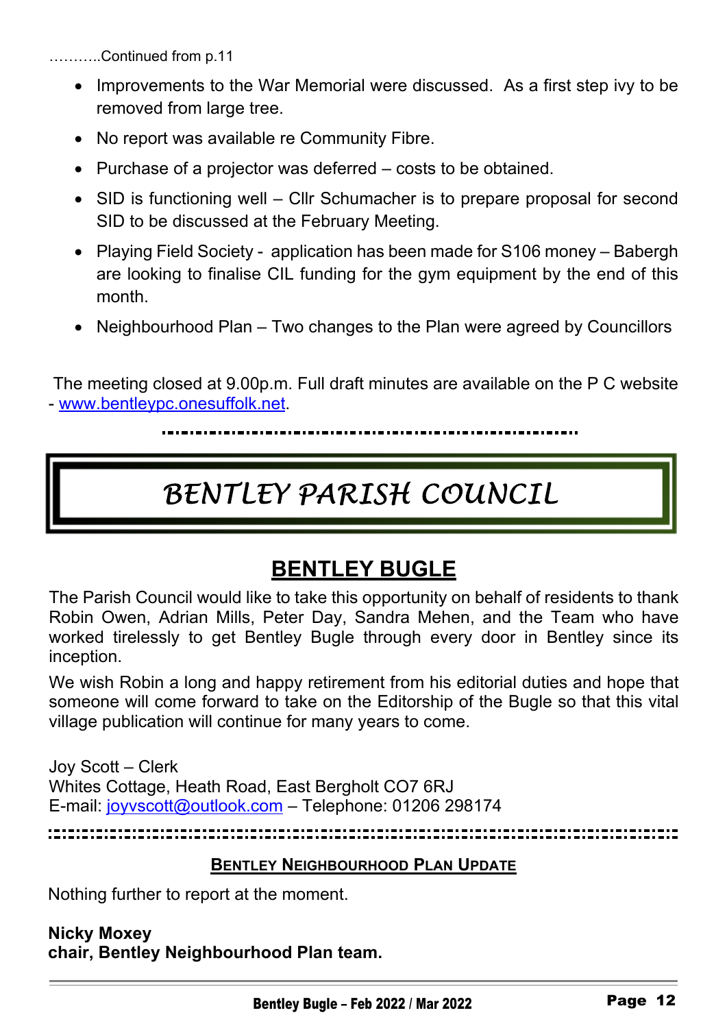………..Continued from p.11

- Improvements to the War Memorial were discussed. As a first step ivy to be removed from large tree.
- No report was available re Community Fibre.
- Purchase of a projector was deferred – costs to be obtained.
- SID is functioning well – Cllr Schumacher is to prepare proposal for second SID to be discussed at the February Meeting.
- Playing Field Society - application has been made for S106 money – Babergh are looking to finalise CIL funding for the gym equipment by the end of this month.
- Neighbourhood Plan – Two changes to the Plan were agreed by Councillors

The meeting closed at 9.00p.m. Full draft minutes are available on the P C website - www.bentleypc.onesuffolk.net.

# BENTLEY PARISH COUNCIL

## BENTLEY BUGLE

The Parish Council would like to take this opportunity on behalf of residents to thank Robin Owen, Adrian Mills, Peter Day, Sandra Mehen, and the Team who have worked tirelessly to get Bentley Bugle through every door in Bentley since its inception.

We wish Robin a long and happy retirement from his editorial duties and hope that someone will come forward to take on the Editorship of the Bugle so that this vital village publication will continue for many years to come.

Joy Scott – Clerk
Whites Cottage, Heath Road, East Bergholt CO7 6RJ
E-mail: joyvscott@outlook.com – Telephone: 01206 298174

### BENTLEY NEIGHBOURHOOD PLAN UPDATE

Nothing further to report at the moment.

**Nicky Moxey**
**chair, Bentley Neighbourhood Plan team.**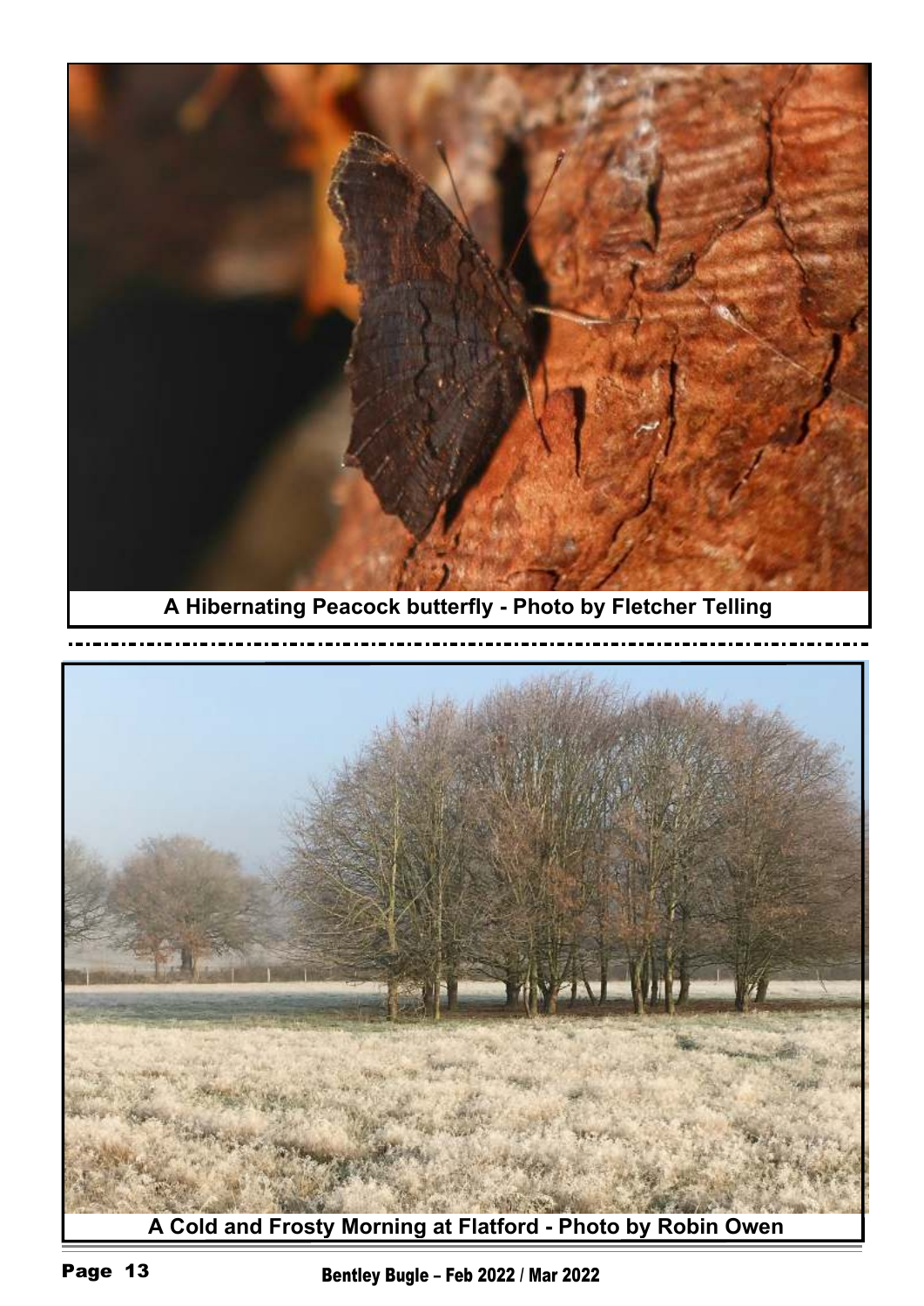A Hibernating Peacock butterfly - Photo by Fletcher Telling

A Cold and Frosty Morning at Flatford - Photo by Robin Owen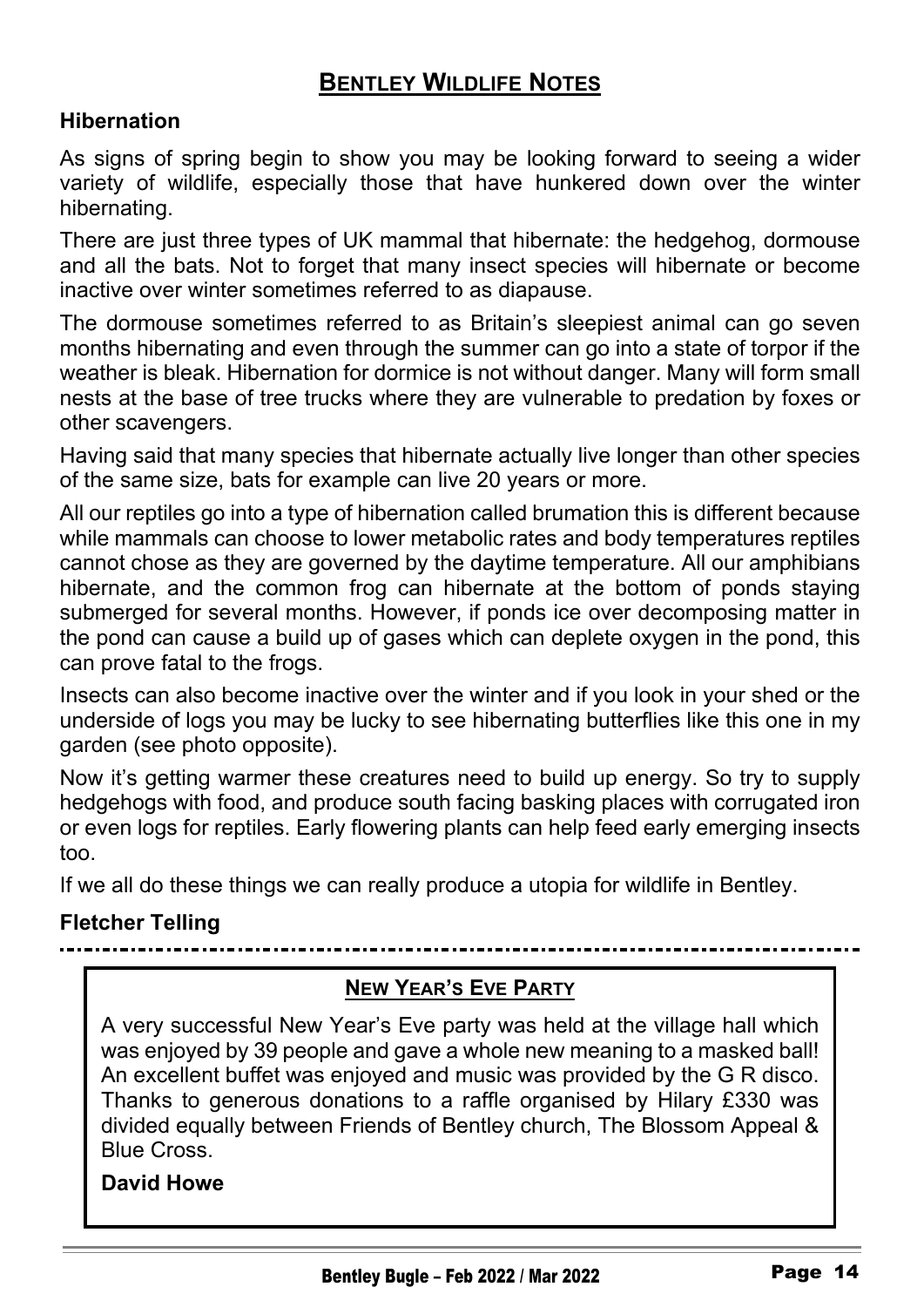## Bentley Wildlife Notes

### Hibernation

As signs of spring begin to show you may be looking forward to seeing a wider variety of wildlife, especially those that have hunkered down over the winter hibernating.

There are just three types of UK mammal that hibernate: the hedgehog, dormouse and all the bats. Not to forget that many insect species will hibernate or become inactive over winter sometimes referred to as diapause.

The dormouse sometimes referred to as Britain's sleepiest animal can go seven months hibernating and even through the summer can go into a state of torpor if the weather is bleak. Hibernation for dormice is not without danger. Many will form small nests at the base of tree trucks where they are vulnerable to predation by foxes or other scavengers.

Having said that many species that hibernate actually live longer than other species of the same size, bats for example can live 20 years or more.

All our reptiles go into a type of hibernation called brumation this is different because while mammals can choose to lower metabolic rates and body temperatures reptiles cannot chose as they are governed by the daytime temperature. All our amphibians hibernate, and the common frog can hibernate at the bottom of ponds staying submerged for several months. However, if ponds ice over decomposing matter in the pond can cause a build up of gases which can deplete oxygen in the pond, this can prove fatal to the frogs.

Insects can also become inactive over the winter and if you look in your shed or the underside of logs you may be lucky to see hibernating butterflies like this one in my garden (see photo opposite).

Now it's getting warmer these creatures need to build up energy. So try to supply hedgehogs with food, and produce south facing basking places with corrugated iron or even logs for reptiles. Early flowering plants can help feed early emerging insects too.

If we all do these things we can really produce a utopia for wildlife in Bentley.

**Fletcher Telling**

---

## New Year's Eve Party

A very successful New Year's Eve party was held at the village hall which was enjoyed by 39 people and gave a whole new meaning to a masked ball! An excellent buffet was enjoyed and music was provided by the G R disco. Thanks to generous donations to a raffle organised by Hilary £330 was divided equally between Friends of Bentley church, The Blossom Appeal & Blue Cross.

**David Howe**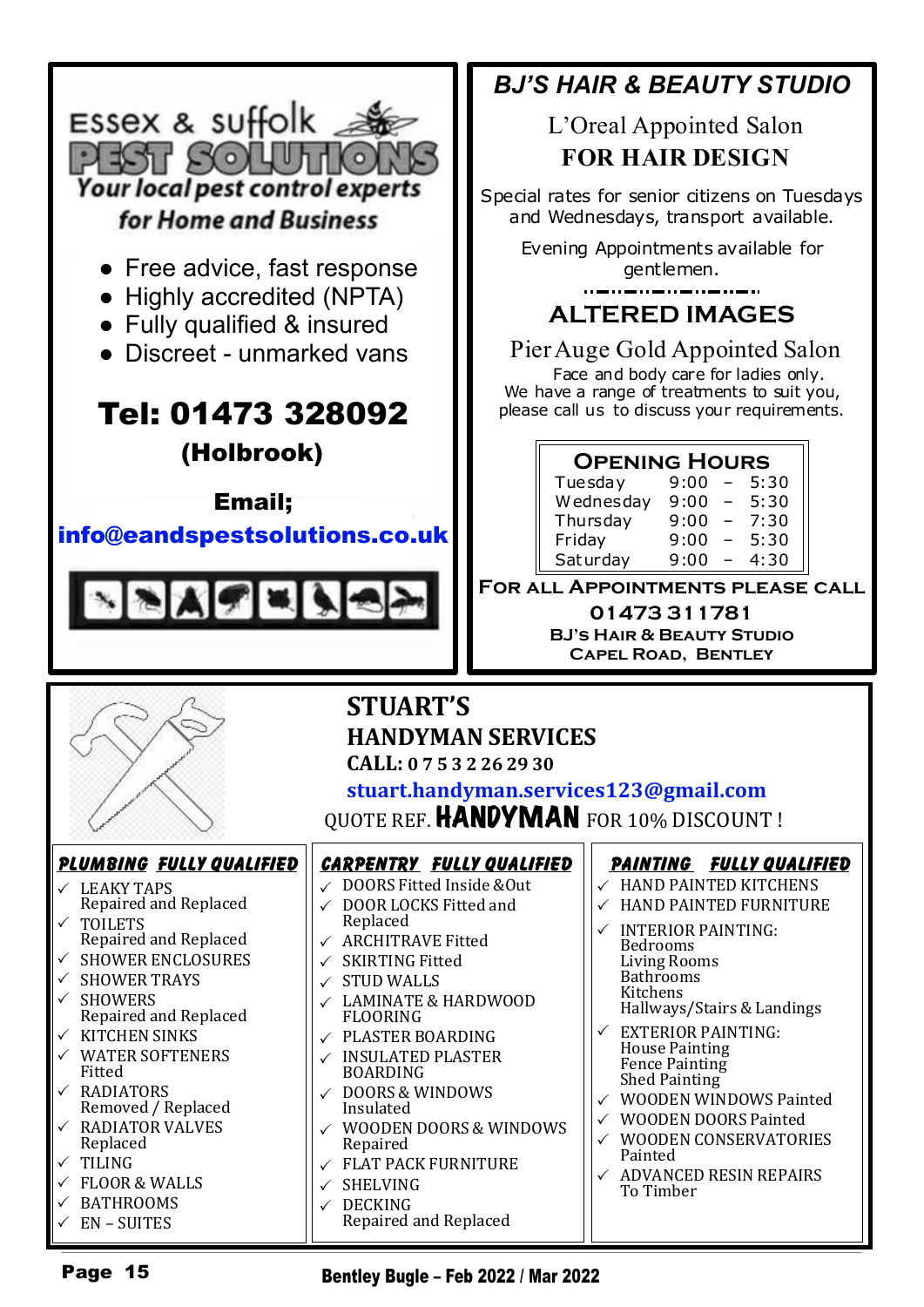## Essex & Suffolk PEST SOLUTIONS

**Your local pest control experts for Home and Business**

- Free advice, fast response
- Highly accredited (NPTA)
- Fully qualified & insured
- Discreet - unmarked vans

**Tel: 01473 328092**

**(Holbrook)**

**Email;**

**info@eandspestsolutions.co.uk**

## BJ'S HAIR & BEAUTY STUDIO

L'Oreal Appointed Salon

**FOR HAIR DESIGN**

Special rates for senior citizens on Tuesdays and Wednesdays, transport available.

Evening Appointments available for gentlemen.

## ALTERED IMAGES

Pier Auge Gold Appointed Salon

Face and body care for ladies only.
We have a range of treatments to suit you, please call us to discuss your requirements.

**Opening Hours**

| Day | Hours |
|---|---|
| Tuesday | 9:00 – 5:30 |
| Wednesday | 9:00 – 5:30 |
| Thursday | 9:00 – 7:30 |
| Friday | 9:00 – 5:30 |
| Saturday | 9:00 – 4:30 |

**For all Appointments please call**

**01473 311781**

**BJ's Hair & Beauty Studio**
**Capel Road, Bentley**

## STUART'S HANDYMAN SERVICES

**CALL: 0 7 5 3 2 26 29 30**

**stuart.handyman.services123@gmail.com**

QUOTE REF. **HANDYMAN** FOR 10% DISCOUNT !

### PLUMBING FULLY QUALIFIED

- ✓ LEAKY TAPS Repaired and Replaced
- ✓ TOILETS Repaired and Replaced
- ✓ SHOWER ENCLOSURES
- ✓ SHOWER TRAYS
- ✓ SHOWERS Repaired and Replaced
- ✓ KITCHEN SINKS
- ✓ WATER SOFTENERS Fitted
- ✓ RADIATORS Removed / Replaced
- ✓ RADIATOR VALVES Replaced
- ✓ TILING
- ✓ FLOOR & WALLS
- ✓ BATHROOMS
- ✓ EN – SUITES

### CARPENTRY FULLY QUALIFIED

- ✓ DOORS Fitted Inside &Out
- ✓ DOOR LOCKS Fitted and Replaced
- ✓ ARCHITRAVE Fitted
- ✓ SKIRTING Fitted
- ✓ STUD WALLS
- ✓ LAMINATE & HARDWOOD FLOORING
- ✓ PLASTER BOARDING
- ✓ INSULATED PLASTER BOARDING
- ✓ DOORS & WINDOWS Insulated
- ✓ WOODEN DOORS & WINDOWS Repaired
- ✓ FLAT PACK FURNITURE
- ✓ SHELVING
- ✓ DECKING Repaired and Replaced

### PAINTING FULLY QUALIFIED

- ✓ HAND PAINTED KITCHENS
- ✓ HAND PAINTED FURNITURE
- ✓ INTERIOR PAINTING: Bedrooms, Living Rooms, Bathrooms, Kitchens, Hallways/Stairs & Landings
- ✓ EXTERIOR PAINTING: House Painting, Fence Painting, Shed Painting
- ✓ WOODEN WINDOWS Painted
- ✓ WOODEN DOORS Painted
- ✓ WOODEN CONSERVATORIES Painted
- ✓ ADVANCED RESIN REPAIRS To Timber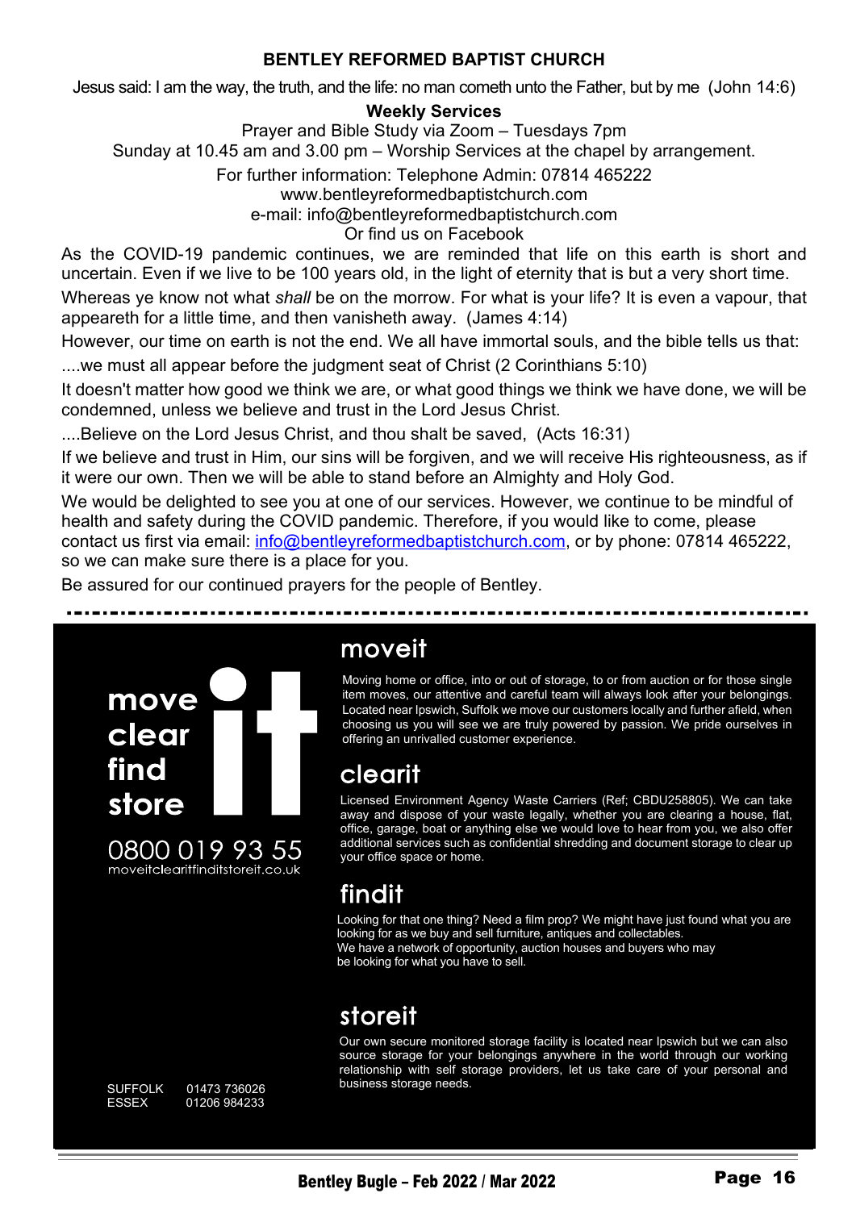**BENTLEY REFORMED BAPTIST CHURCH**

Jesus said: I am the way, the truth, and the life: no man cometh unto the Father, but by me (John 14:6)

**Weekly Services**

Prayer and Bible Study via Zoom – Tuesdays 7pm

Sunday at 10.45 am and 3.00 pm – Worship Services at the chapel by arrangement.

For further information: Telephone Admin: 07814 465222

www.bentleyreformedbaptistchurch.com

e-mail: info@bentleyreformedbaptistchurch.com

Or find us on Facebook

As the COVID-19 pandemic continues, we are reminded that life on this earth is short and uncertain. Even if we live to be 100 years old, in the light of eternity that is but a very short time.

Whereas ye know not what *shall* be on the morrow. For what is your life? It is even a vapour, that appeareth for a little time, and then vanisheth away. (James 4:14)

However, our time on earth is not the end. We all have immortal souls, and the bible tells us that:

....we must all appear before the judgment seat of Christ (2 Corinthians 5:10)

It doesn't matter how good we think we are, or what good things we think we have done, we will be condemned, unless we believe and trust in the Lord Jesus Christ.

....Believe on the Lord Jesus Christ, and thou shalt be saved, (Acts 16:31)

If we believe and trust in Him, our sins will be forgiven, and we will receive His righteousness, as if it were our own. Then we will be able to stand before an Almighty and Holy God.

We would be delighted to see you at one of our services. However, we continue to be mindful of health and safety during the COVID pandemic. Therefore, if you would like to come, please contact us first via email: info@bentleyreformedbaptistchurch.com, or by phone: 07814 465222, so we can make sure there is a place for you.

Be assured for our continued prayers for the people of Bentley.

---

**move clear find store it**

0800 019 93 55

moveitclearitfinditstoreit.co.uk

SUFFOLK 01473 736026
ESSEX 01206 984233

## moveit

Moving home or office, into or out of storage, to or from auction or for those single item moves, our attentive and careful team will always look after your belongings. Located near Ipswich, Suffolk we move our customers locally and further afield, when choosing us you will see we are truly powered by passion. We pride ourselves in offering an unrivalled customer experience.

## clearit

Licensed Environment Agency Waste Carriers (Ref; CBDU258805). We can take away and dispose of your waste legally, whether you are clearing a house, flat, office, garage, boat or anything else we would love to hear from you, we also offer additional services such as confidential shredding and document storage to clear up your office space or home.

## findit

Looking for that one thing? Need a film prop? We might have just found what you are looking for as we buy and sell furniture, antiques and collectables.
We have a network of opportunity, auction houses and buyers who may be looking for what you have to sell.

## storeit

Our own secure monitored storage facility is located near Ipswich but we can also source storage for your belongings anywhere in the world through our working relationship with self storage providers, let us take care of your personal and business storage needs.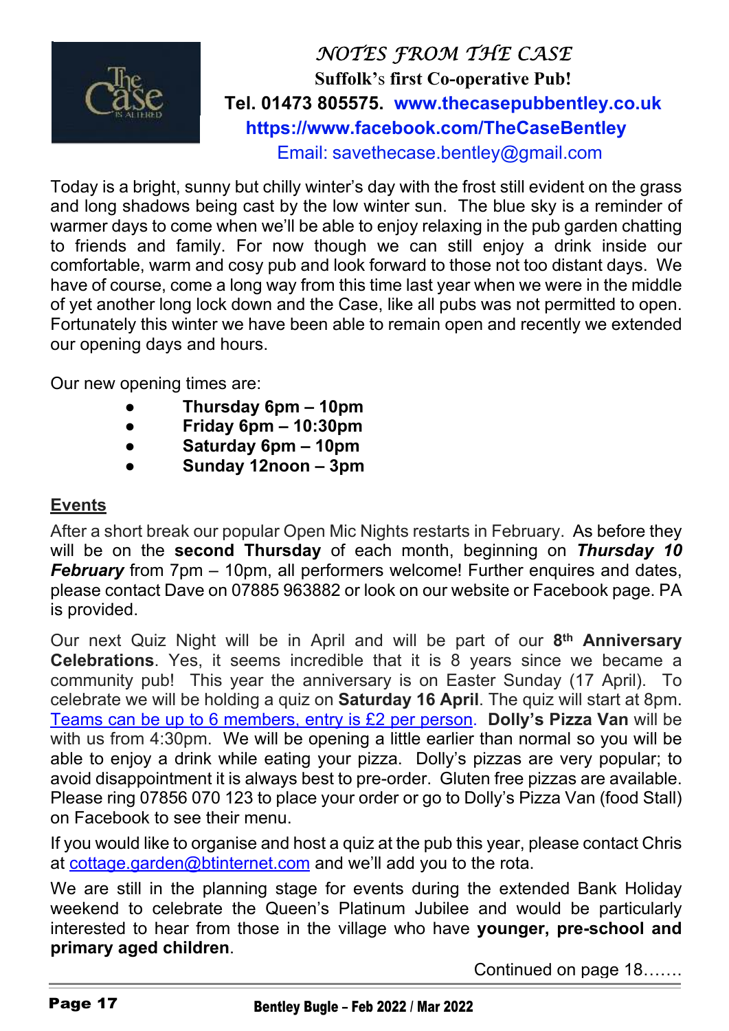# *NOTES FROM THE CASE*

**Suffolk's first Co-operative Pub!**

**Tel. 01473 805575. www.thecasepubbentley.co.uk**

**https://www.facebook.com/TheCaseBentley**

Email: savethecase.bentley@gmail.com

Today is a bright, sunny but chilly winter's day with the frost still evident on the grass and long shadows being cast by the low winter sun. The blue sky is a reminder of warmer days to come when we'll be able to enjoy relaxing in the pub garden chatting to friends and family. For now though we can still enjoy a drink inside our comfortable, warm and cosy pub and look forward to those not too distant days. We have of course, come a long way from this time last year when we were in the middle of yet another long lock down and the Case, like all pubs was not permitted to open. Fortunately this winter we have been able to remain open and recently we extended our opening days and hours.

Our new opening times are:

- **Thursday 6pm – 10pm**
- **Friday 6pm – 10:30pm**
- **Saturday 6pm – 10pm**
- **Sunday 12noon – 3pm**

## Events

After a short break our popular Open Mic Nights restarts in February. As before they will be on the **second Thursday** of each month, beginning on ***Thursday 10 February*** from 7pm – 10pm, all performers welcome! Further enquires and dates, please contact Dave on 07885 963882 or look on our website or Facebook page. PA is provided.

Our next Quiz Night will be in April and will be part of our **8th Anniversary Celebrations**. Yes, it seems incredible that it is 8 years since we became a community pub! This year the anniversary is on Easter Sunday (17 April). To celebrate we will be holding a quiz on **Saturday 16 April**. The quiz will start at 8pm. Teams can be up to 6 members, entry is £2 per person. **Dolly's Pizza Van** will be with us from 4:30pm. We will be opening a little earlier than normal so you will be able to enjoy a drink while eating your pizza. Dolly's pizzas are very popular; to avoid disappointment it is always best to pre-order. Gluten free pizzas are available. Please ring 07856 070 123 to place your order or go to Dolly's Pizza Van (food Stall) on Facebook to see their menu.

If you would like to organise and host a quiz at the pub this year, please contact Chris at cottage.garden@btinternet.com and we'll add you to the rota.

We are still in the planning stage for events during the extended Bank Holiday weekend to celebrate the Queen's Platinum Jubilee and would be particularly interested to hear from those in the village who have **younger, pre-school and primary aged children**.

Continued on page 18…….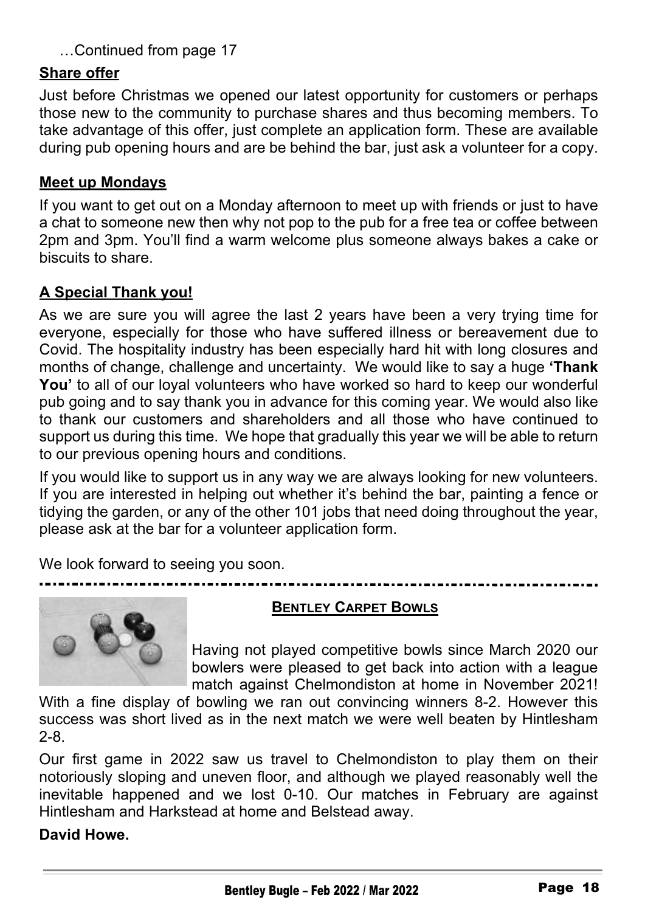…Continued from page 17

**Share offer**

Just before Christmas we opened our latest opportunity for customers or perhaps those new to the community to purchase shares and thus becoming members. To take advantage of this offer, just complete an application form. These are available during pub opening hours and are be behind the bar, just ask a volunteer for a copy.

**Meet up Mondays**

If you want to get out on a Monday afternoon to meet up with friends or just to have a chat to someone new then why not pop to the pub for a free tea or coffee between 2pm and 3pm. You'll find a warm welcome plus someone always bakes a cake or biscuits to share.

**A Special Thank you!**

As we are sure you will agree the last 2 years have been a very trying time for everyone, especially for those who have suffered illness or bereavement due to Covid. The hospitality industry has been especially hard hit with long closures and months of change, challenge and uncertainty. We would like to say a huge **'Thank You'** to all of our loyal volunteers who have worked so hard to keep our wonderful pub going and to say thank you in advance for this coming year. We would also like to thank our customers and shareholders and all those who have continued to support us during this time. We hope that gradually this year we will be able to return to our previous opening hours and conditions.

If you would like to support us in any way we are always looking for new volunteers. If you are interested in helping out whether it's behind the bar, painting a fence or tidying the garden, or any of the other 101 jobs that need doing throughout the year, please ask at the bar for a volunteer application form.

We look forward to seeing you soon.

---

## BENTLEY CARPET BOWLS

Having not played competitive bowls since March 2020 our bowlers were pleased to get back into action with a league match against Chelmondiston at home in November 2021! With a fine display of bowling we ran out convincing winners 8-2. However this success was short lived as in the next match we were well beaten by Hintlesham 2-8.

Our first game in 2022 saw us travel to Chelmondiston to play them on their notoriously sloping and uneven floor, and although we played reasonably well the inevitable happened and we lost 0-10. Our matches in February are against Hintlesham and Harkstead at home and Belstead away.

**David Howe.**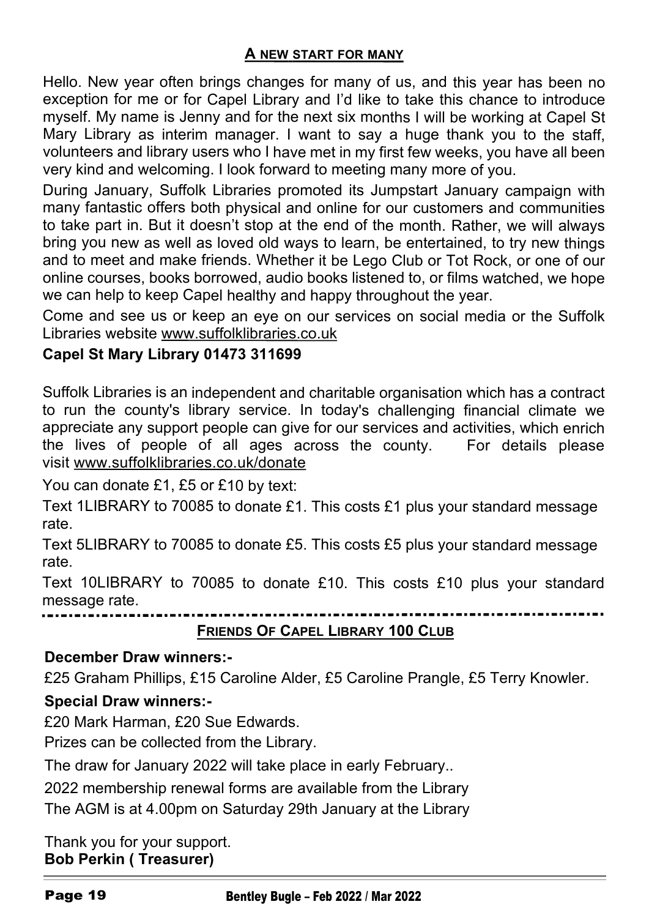## A NEW START FOR MANY

Hello. New year often brings changes for many of us, and this year has been no exception for me or for Capel Library and I'd like to take this chance to introduce myself. My name is Jenny and for the next six months I will be working at Capel St Mary Library as interim manager. I want to say a huge thank you to the staff, volunteers and library users who I have met in my first few weeks, you have all been very kind and welcoming. I look forward to meeting many more of you.

During January, Suffolk Libraries promoted its Jumpstart January campaign with many fantastic offers both physical and online for our customers and communities to take part in. But it doesn't stop at the end of the month. Rather, we will always bring you new as well as loved old ways to learn, be entertained, to try new things and to meet and make friends. Whether it be Lego Club or Tot Rock, or one of our online courses, books borrowed, audio books listened to, or films watched, we hope we can help to keep Capel healthy and happy throughout the year.

Come and see us or keep an eye on our services on social media or the Suffolk Libraries website www.suffolklibraries.co.uk

**Capel St Mary Library 01473 311699**

Suffolk Libraries is an independent and charitable organisation which has a contract to run the county's library service. In today's challenging financial climate we appreciate any support people can give for our services and activities, which enrich the lives of people of all ages across the county. For details please visit www.suffolklibraries.co.uk/donate

You can donate £1, £5 or £10 by text:

Text 1LIBRARY to 70085 to donate £1. This costs £1 plus your standard message rate.

Text 5LIBRARY to 70085 to donate £5. This costs £5 plus your standard message rate.

Text 10LIBRARY to 70085 to donate £10. This costs £10 plus your standard message rate.

---

## FRIENDS OF CAPEL LIBRARY 100 CLUB

**December Draw winners:-**

£25 Graham Phillips, £15 Caroline Alder, £5 Caroline Prangle, £5 Terry Knowler.

**Special Draw winners:-**

£20 Mark Harman, £20 Sue Edwards.

Prizes can be collected from the Library.

The draw for January 2022 will take place in early February..

2022 membership renewal forms are available from the Library

The AGM is at 4.00pm on Saturday 29th January at the Library

Thank you for your support.
**Bob Perkin ( Treasurer)**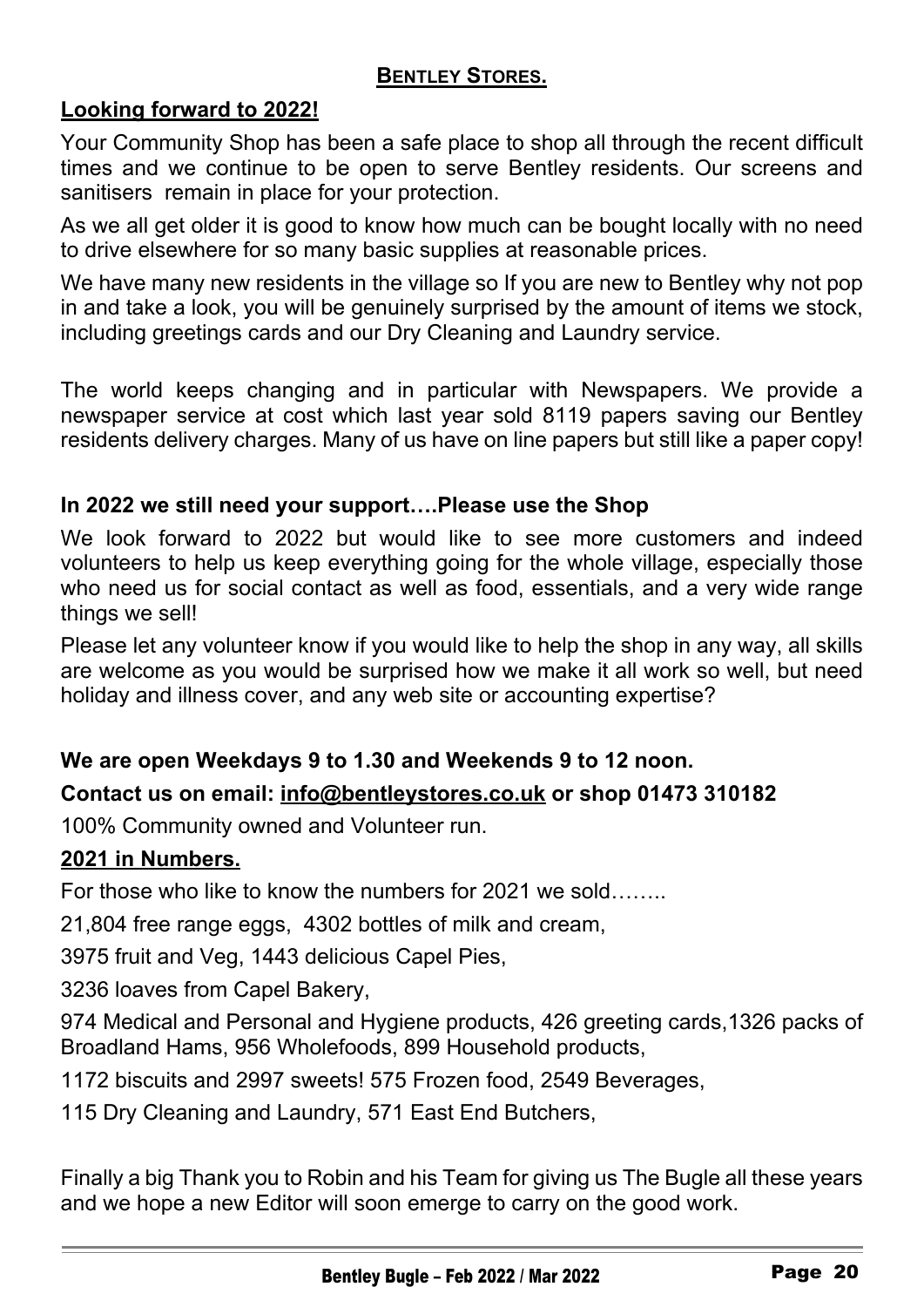## BENTLEY STORES.

### Looking forward to 2022!

Your Community Shop has been a safe place to shop all through the recent difficult times and we continue to be open to serve Bentley residents. Our screens and sanitisers remain in place for your protection.

As we all get older it is good to know how much can be bought locally with no need to drive elsewhere for so many basic supplies at reasonable prices.

We have many new residents in the village so If you are new to Bentley why not pop in and take a look, you will be genuinely surprised by the amount of items we stock, including greetings cards and our Dry Cleaning and Laundry service.

The world keeps changing and in particular with Newspapers. We provide a newspaper service at cost which last year sold 8119 papers saving our Bentley residents delivery charges. Many of us have on line papers but still like a paper copy!

**In 2022 we still need your support….Please use the Shop**

We look forward to 2022 but would like to see more customers and indeed volunteers to help us keep everything going for the whole village, especially those who need us for social contact as well as food, essentials, and a very wide range things we sell!

Please let any volunteer know if you would like to help the shop in any way, all skills are welcome as you would be surprised how we make it all work so well, but need holiday and illness cover, and any web site or accounting expertise?

**We are open Weekdays 9 to 1.30 and Weekends 9 to 12 noon.**

**Contact us on email: info@bentleystores.co.uk or shop 01473 310182**

100% Community owned and Volunteer run.

### 2021 in Numbers.

For those who like to know the numbers for 2021 we sold……..

21,804 free range eggs, 4302 bottles of milk and cream,

3975 fruit and Veg, 1443 delicious Capel Pies,

3236 loaves from Capel Bakery,

974 Medical and Personal and Hygiene products, 426 greeting cards,1326 packs of Broadland Hams, 956 Wholefoods, 899 Household products,

1172 biscuits and 2997 sweets! 575 Frozen food, 2549 Beverages,

115 Dry Cleaning and Laundry, 571 East End Butchers,

Finally a big Thank you to Robin and his Team for giving us The Bugle all these years and we hope a new Editor will soon emerge to carry on the good work.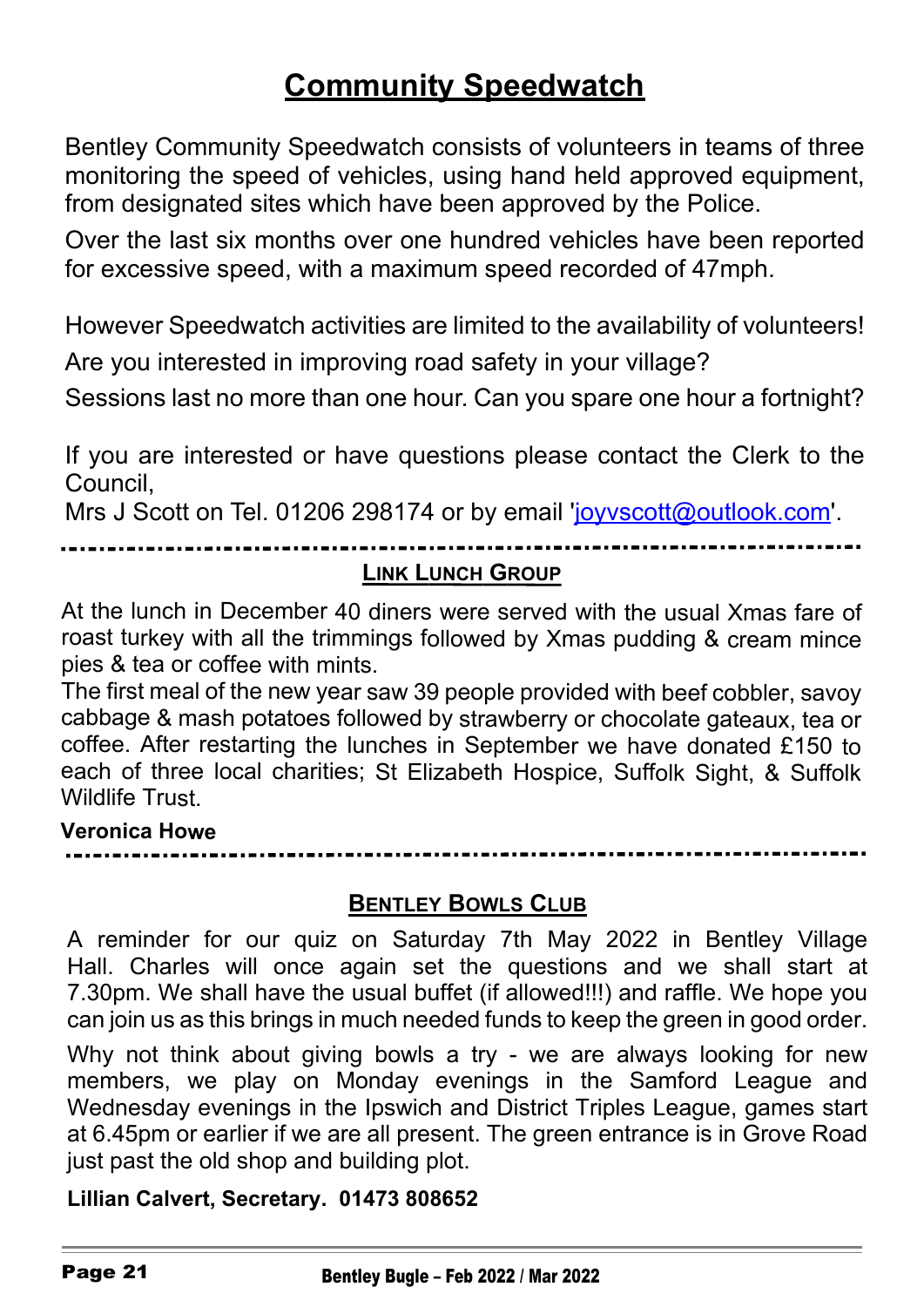# Community Speedwatch

Bentley Community Speedwatch consists of volunteers in teams of three monitoring the speed of vehicles, using hand held approved equipment, from designated sites which have been approved by the Police.

Over the last six months over one hundred vehicles have been reported for excessive speed, with a maximum speed recorded of 47mph.

However Speedwatch activities are limited to the availability of volunteers!

Are you interested in improving road safety in your village?

Sessions last no more than one hour. Can you spare one hour a fortnight?

If you are interested or have questions please contact the Clerk to the Council,
Mrs J Scott on Tel. 01206 298174 or by email 'joyvscott@outlook.com'.

## Link Lunch Group

At the lunch in December 40 diners were served with the usual Xmas fare of roast turkey with all the trimmings followed by Xmas pudding & cream mince pies & tea or coffee with mints.
The first meal of the new year saw 39 people provided with beef cobbler, savoy cabbage & mash potatoes followed by strawberry or chocolate gateaux, tea or coffee. After restarting the lunches in September we have donated £150 to each of three local charities; St Elizabeth Hospice, Suffolk Sight, & Suffolk Wildlife Trust.

**Veronica Howe**

## Bentley Bowls Club

A reminder for our quiz on Saturday 7th May 2022 in Bentley Village Hall. Charles will once again set the questions and we shall start at 7.30pm. We shall have the usual buffet (if allowed!!!) and raffle. We hope you can join us as this brings in much needed funds to keep the green in good order.

Why not think about giving bowls a try - we are always looking for new members, we play on Monday evenings in the Samford League and Wednesday evenings in the Ipswich and District Triples League, games start at 6.45pm or earlier if we are all present. The green entrance is in Grove Road just past the old shop and building plot.

**Lillian Calvert, Secretary. 01473 808652**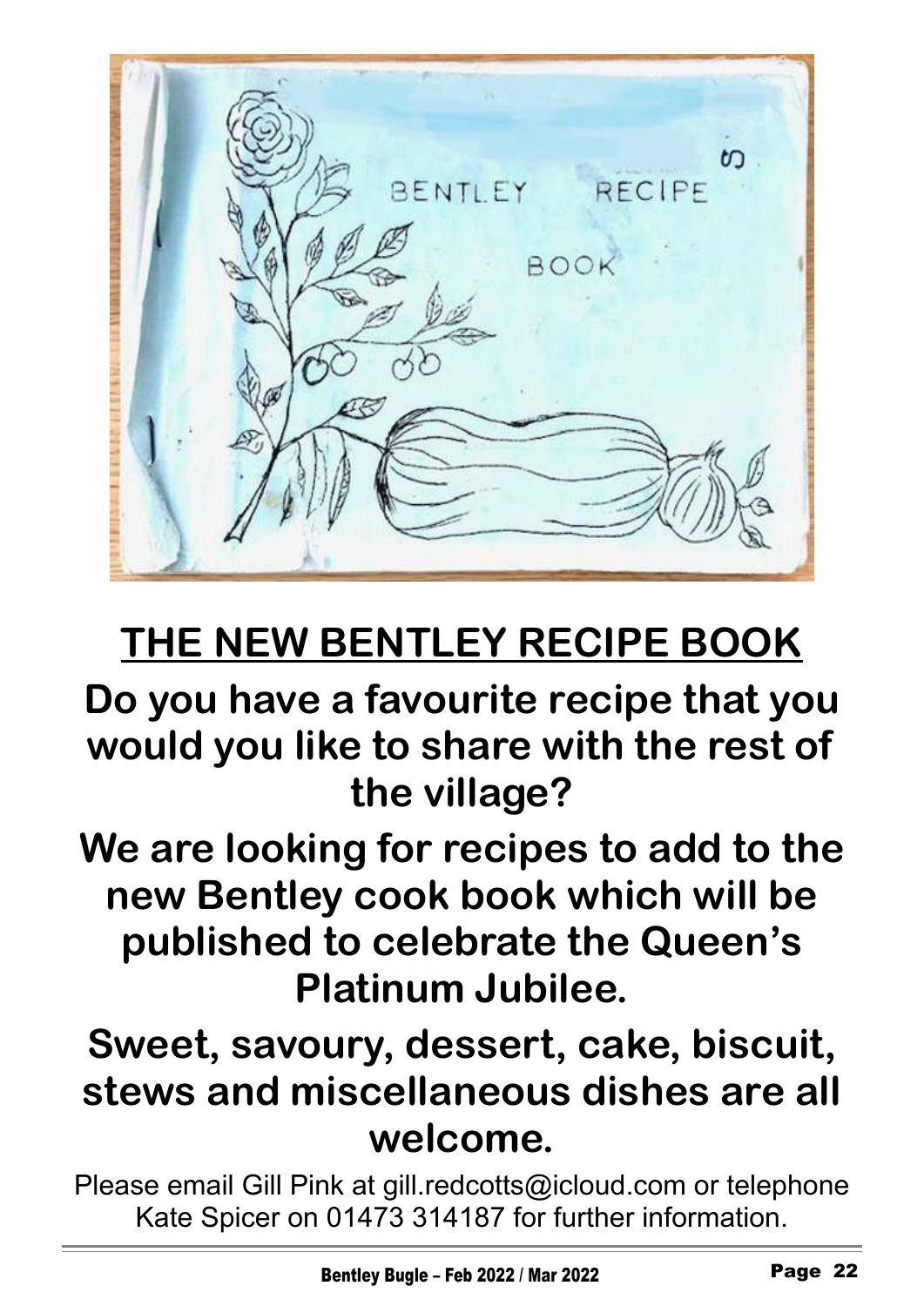# THE NEW BENTLEY RECIPE BOOK

## Do you have a favourite recipe that you would you like to share with the rest of the village?

## We are looking for recipes to add to the new Bentley cook book which will be published to celebrate the Queen's Platinum Jubilee.

## Sweet, savoury, dessert, cake, biscuit, stews and miscellaneous dishes are all welcome.

Please email Gill Pink at gill.redcotts@icloud.com or telephone Kate Spicer on 01473 314187 for further information.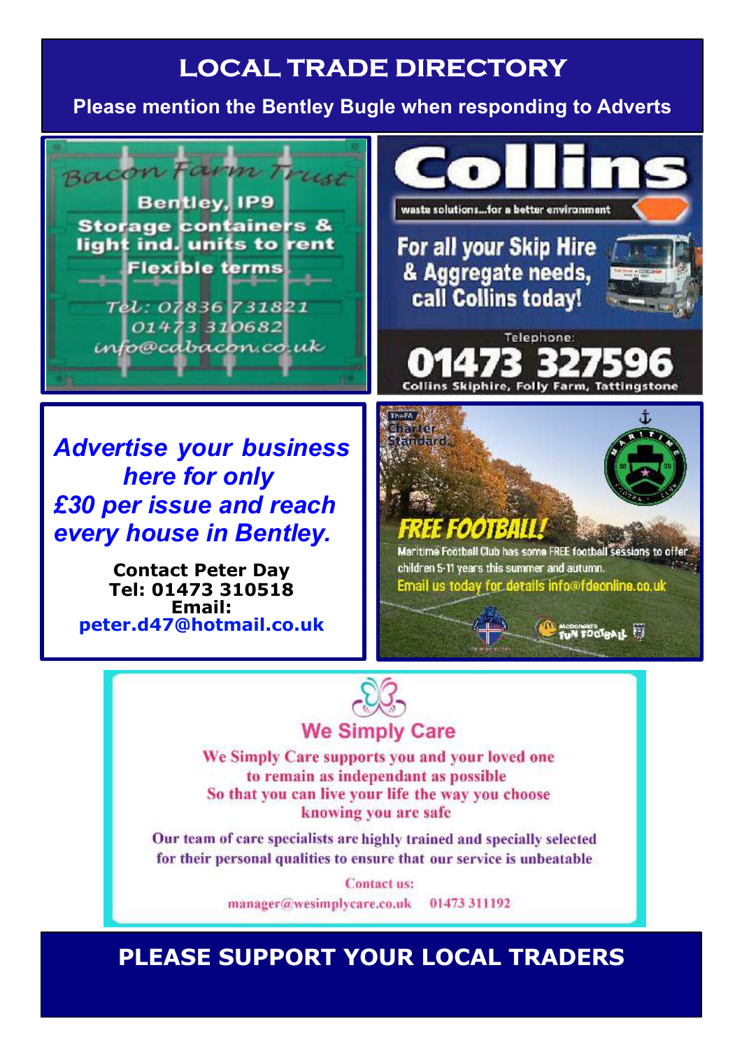# LOCAL TRADE DIRECTORY

**Please mention the Bentley Bugle when responding to Adverts**

Bacon Farm Trust

Bentley, IP9

Storage containers & light ind. units to rent

Flexible terms

Tel: 07836 731821

01473 310682

info@cabacon.co.uk

Collins

waste solutions...for a better environment

For all your Skip Hire & Aggregate needs, call Collins today!

Telephone:

01473 327596

Collins Skiphire, Folly Farm, Tattingstone

*Advertise your business here for only £30 per issue and reach every house in Bentley.*

**Contact Peter Day**
**Tel: 01473 310518**
**Email:**
**peter.d47@hotmail.co.uk**

TheFA Charter Standard

FREE FOOTBALL!

Maritime Football Club has some FREE football sessions to offer children 5-11 years this summer and autumn.

Email us today for details info@fdeonline.co.uk

McDonald's Fun Football

We Simply Care

We Simply Care supports you and your loved one to remain as independant as possible
So that you can live your life the way you choose knowing you are safe

Our team of care specialists are highly trained and specially selected for their personal qualities to ensure that our service is unbeatable

Contact us:

manager@wesimplycare.co.uk 01473 311192

**PLEASE SUPPORT YOUR LOCAL TRADERS**